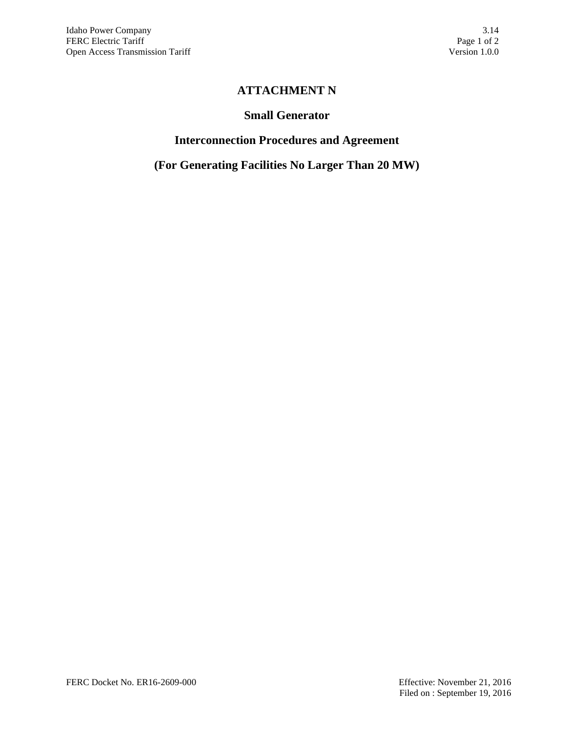# ATTACHMENT N

## Small Generator

## Interconnection Procedures and Agreement

## (For Generating Facilities No Larger Than 20 MW)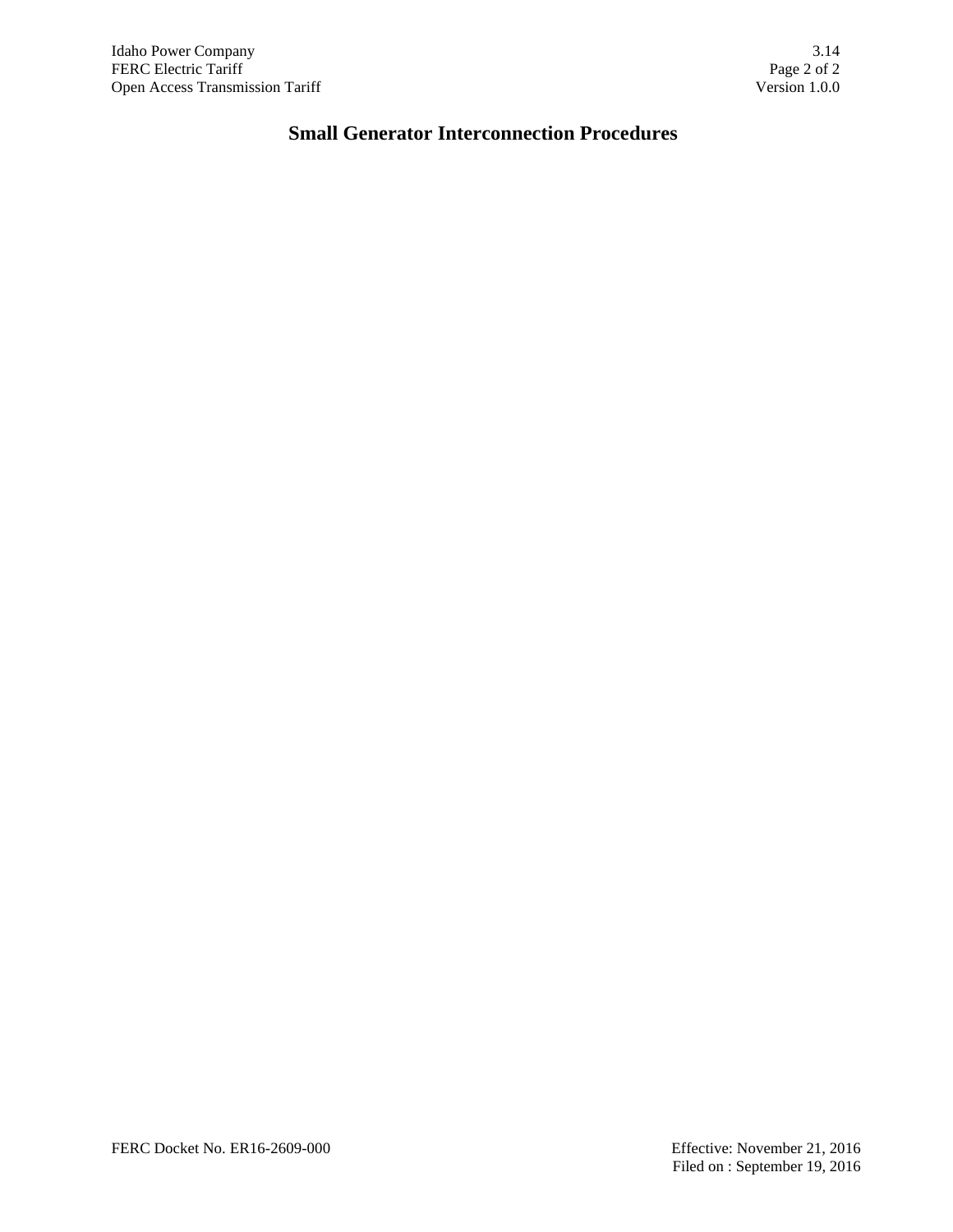# Small Generator Interconnection Procedures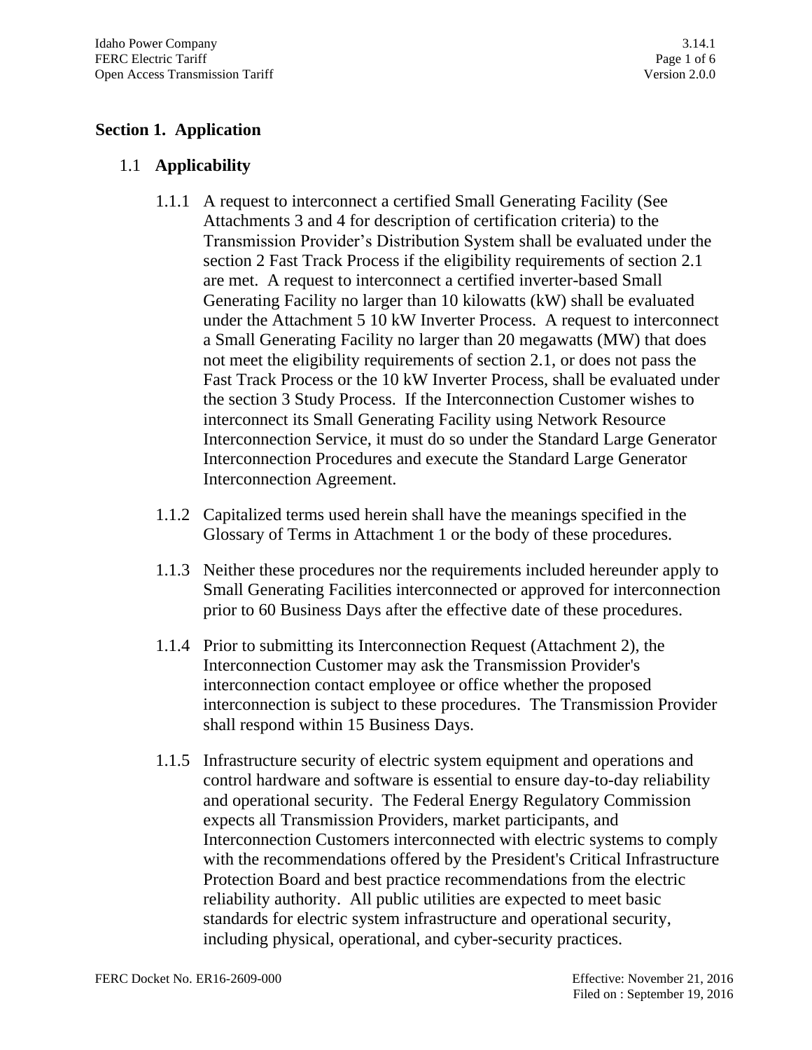## Section 1. Application

### 1.1 Applicability

1.1.1 A request to interconnect a certified Small Generating Facility (See Attachments 3 and 4 for description of certification criteria) to the Transmission Provider’s Distribution System shall be evaluated under the section 2 Fast Track Process if the eligibility requirements of section 2.1 are met. A request to interconnect a certified inverter-based Small Generating Facility no larger than 10 kilowatts (kW) shall be evaluated under the Attachment 5 10 kW Inverter Process. A request to interconnect a Small Generating Facility no larger than 20 megawatts (MW) that does not meet the eligibility requirements of section 2.1, or does not pass the Fast Track Process or the 10 kW Inverter Process, shall be evaluated under the section 3 Study Process. If the Interconnection Customer wishes to interconnect its Small Generating Facility using Network Resource Interconnection Service, it must do so under the Standard Large Generator Interconnection Procedures and execute the Standard Large Generator Interconnection Agreement.

1.1.2 Capitalized terms used herein shall have the meanings specified in the Glossary of Terms in Attachment 1 or the body of these procedures.

1.1.3 Neither these procedures nor the requirements included hereunder apply to Small Generating Facilities interconnected or approved for interconnection prior to 60 Business Days after the effective date of these procedures.

1.1.4 Prior to submitting its Interconnection Request (Attachment 2), the Interconnection Customer may ask the Transmission Provider's interconnection contact employee or office whether the proposed interconnection is subject to these procedures. The Transmission Provider shall respond within 15 Business Days.

1.1.5 Infrastructure security of electric system equipment and operations and control hardware and software is essential to ensure day-to-day reliability and operational security. The Federal Energy Regulatory Commission expects all Transmission Providers, market participants, and Interconnection Customers interconnected with electric systems to comply with the recommendations offered by the President's Critical Infrastructure Protection Board and best practice recommendations from the electric reliability authority. All public utilities are expected to meet basic standards for electric system infrastructure and operational security, including physical, operational, and cyber-security practices.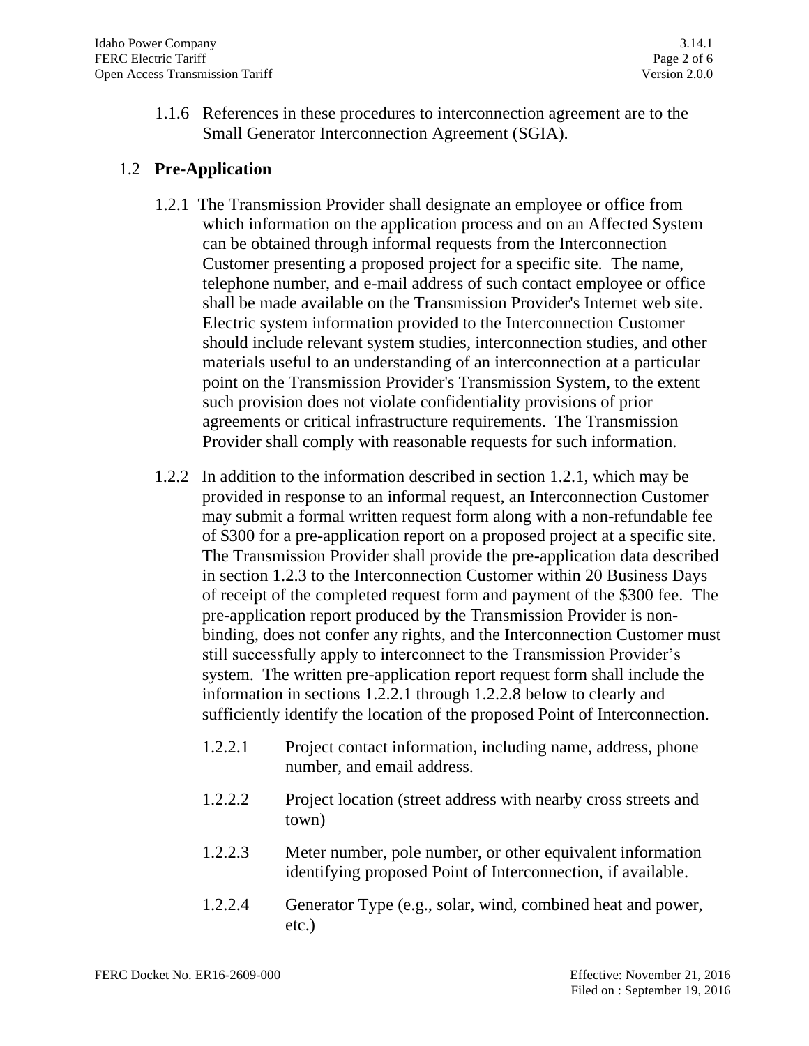1.1.6 References in these procedures to interconnection agreement are to the Small Generator Interconnection Agreement (SGIA).

## 1.2 Pre-Application

1.2.1 The Transmission Provider shall designate an employee or office from which information on the application process and on an Affected System can be obtained through informal requests from the Interconnection Customer presenting a proposed project for a specific site. The name, telephone number, and e-mail address of such contact employee or office shall be made available on the Transmission Provider's Internet web site. Electric system information provided to the Interconnection Customer should include relevant system studies, interconnection studies, and other materials useful to an understanding of an interconnection at a particular point on the Transmission Provider's Transmission System, to the extent such provision does not violate confidentiality provisions of prior agreements or critical infrastructure requirements. The Transmission Provider shall comply with reasonable requests for such information.

1.2.2 In addition to the information described in section 1.2.1, which may be provided in response to an informal request, an Interconnection Customer may submit a formal written request form along with a non-refundable fee of $300 for a pre-application report on a proposed project at a specific site. The Transmission Provider shall provide the pre-application data described in section 1.2.3 to the Interconnection Customer within 20 Business Days of receipt of the completed request form and payment of the $300 fee. The pre-application report produced by the Transmission Provider is non-binding, does not confer any rights, and the Interconnection Customer must still successfully apply to interconnect to the Transmission Provider's system. The written pre-application report request form shall include the information in sections 1.2.2.1 through 1.2.2.8 below to clearly and sufficiently identify the location of the proposed Point of Interconnection.

1.2.2.1 Project contact information, including name, address, phone number, and email address.

1.2.2.2 Project location (street address with nearby cross streets and town)

1.2.2.3 Meter number, pole number, or other equivalent information identifying proposed Point of Interconnection, if available.

1.2.2.4 Generator Type (e.g., solar, wind, combined heat and power, etc.)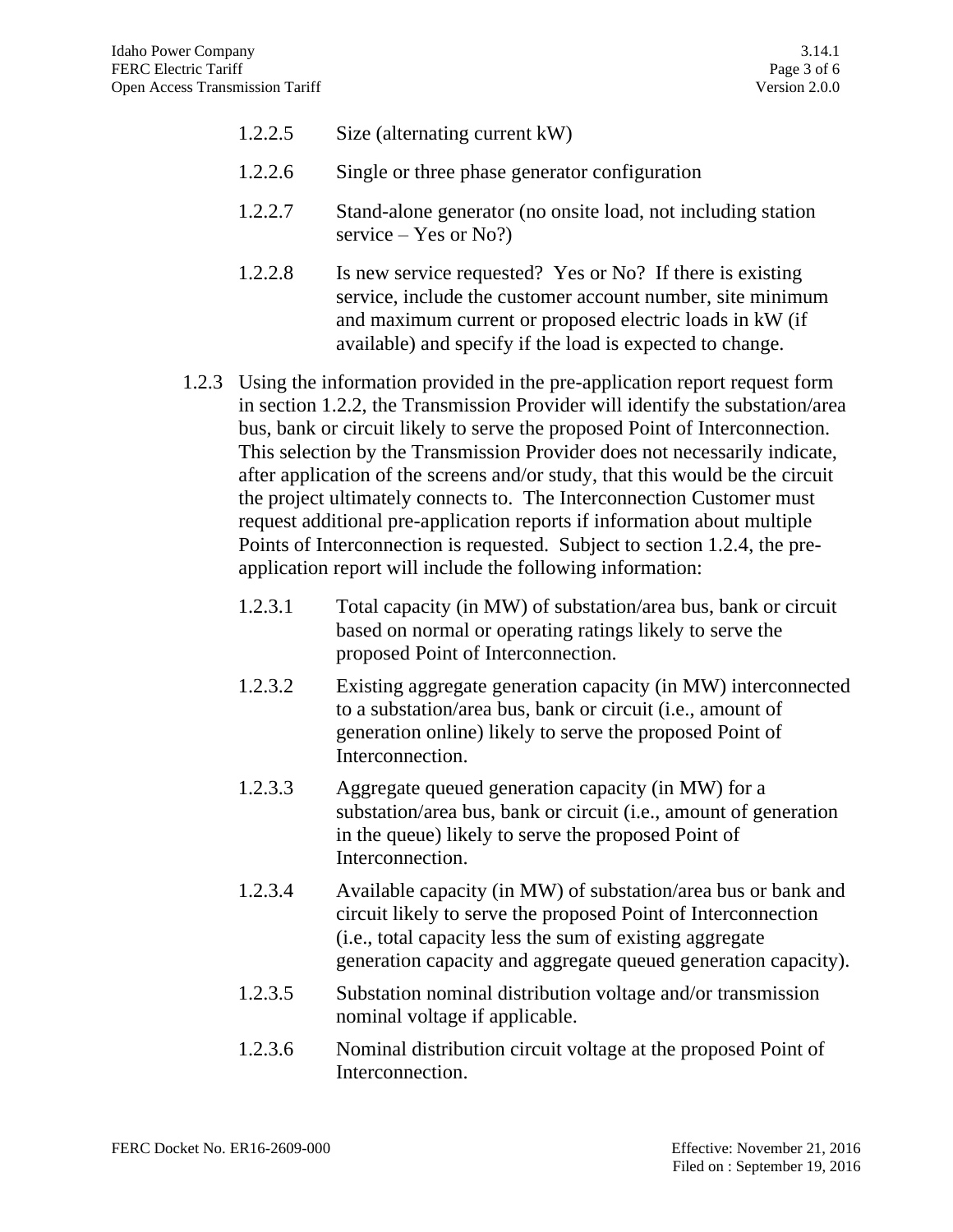1.2.2.5 Size (alternating current kW)

1.2.2.6 Single or three phase generator configuration

1.2.2.7 Stand-alone generator (no onsite load, not including station service – Yes or No?)

1.2.2.8 Is new service requested? Yes or No? If there is existing service, include the customer account number, site minimum and maximum current or proposed electric loads in kW (if available) and specify if the load is expected to change.

1.2.3 Using the information provided in the pre-application report request form in section 1.2.2, the Transmission Provider will identify the substation/area bus, bank or circuit likely to serve the proposed Point of Interconnection. This selection by the Transmission Provider does not necessarily indicate, after application of the screens and/or study, that this would be the circuit the project ultimately connects to. The Interconnection Customer must request additional pre-application reports if information about multiple Points of Interconnection is requested. Subject to section 1.2.4, the pre-application report will include the following information:

1.2.3.1 Total capacity (in MW) of substation/area bus, bank or circuit based on normal or operating ratings likely to serve the proposed Point of Interconnection.

1.2.3.2 Existing aggregate generation capacity (in MW) interconnected to a substation/area bus, bank or circuit (i.e., amount of generation online) likely to serve the proposed Point of Interconnection.

1.2.3.3 Aggregate queued generation capacity (in MW) for a substation/area bus, bank or circuit (i.e., amount of generation in the queue) likely to serve the proposed Point of Interconnection.

1.2.3.4 Available capacity (in MW) of substation/area bus or bank and circuit likely to serve the proposed Point of Interconnection (i.e., total capacity less the sum of existing aggregate generation capacity and aggregate queued generation capacity).

1.2.3.5 Substation nominal distribution voltage and/or transmission nominal voltage if applicable.

1.2.3.6 Nominal distribution circuit voltage at the proposed Point of Interconnection.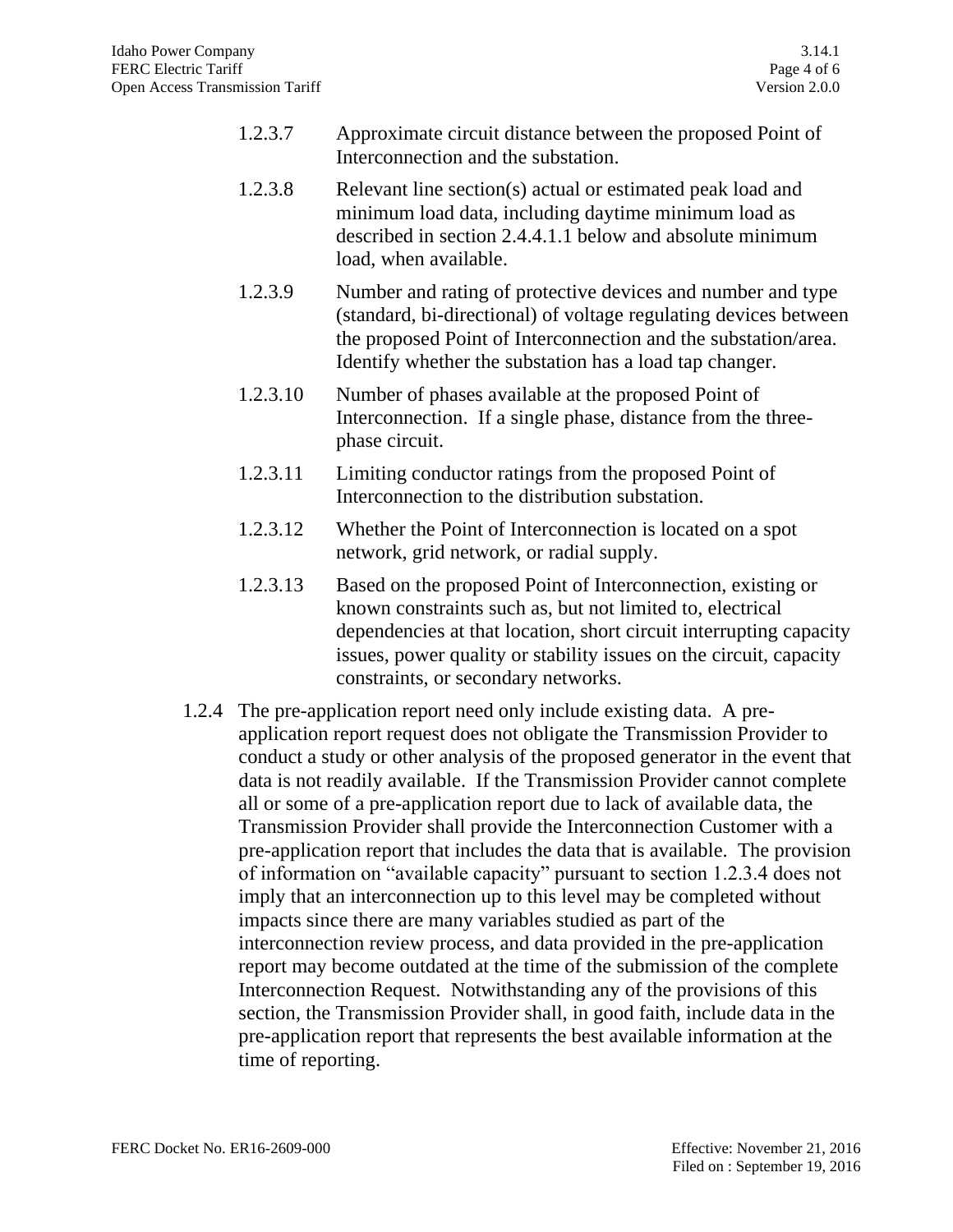1.2.3.7 Approximate circuit distance between the proposed Point of Interconnection and the substation.

1.2.3.8 Relevant line section(s) actual or estimated peak load and minimum load data, including daytime minimum load as described in section 2.4.4.1.1 below and absolute minimum load, when available.

1.2.3.9 Number and rating of protective devices and number and type (standard, bi-directional) of voltage regulating devices between the proposed Point of Interconnection and the substation/area. Identify whether the substation has a load tap changer.

1.2.3.10 Number of phases available at the proposed Point of Interconnection. If a single phase, distance from the three-phase circuit.

1.2.3.11 Limiting conductor ratings from the proposed Point of Interconnection to the distribution substation.

1.2.3.12 Whether the Point of Interconnection is located on a spot network, grid network, or radial supply.

1.2.3.13 Based on the proposed Point of Interconnection, existing or known constraints such as, but not limited to, electrical dependencies at that location, short circuit interrupting capacity issues, power quality or stability issues on the circuit, capacity constraints, or secondary networks.

1.2.4 The pre-application report need only include existing data. A pre-application report request does not obligate the Transmission Provider to conduct a study or other analysis of the proposed generator in the event that data is not readily available. If the Transmission Provider cannot complete all or some of a pre-application report due to lack of available data, the Transmission Provider shall provide the Interconnection Customer with a pre-application report that includes the data that is available. The provision of information on "available capacity" pursuant to section 1.2.3.4 does not imply that an interconnection up to this level may be completed without impacts since there are many variables studied as part of the interconnection review process, and data provided in the pre-application report may become outdated at the time of the submission of the complete Interconnection Request. Notwithstanding any of the provisions of this section, the Transmission Provider shall, in good faith, include data in the pre-application report that represents the best available information at the time of reporting.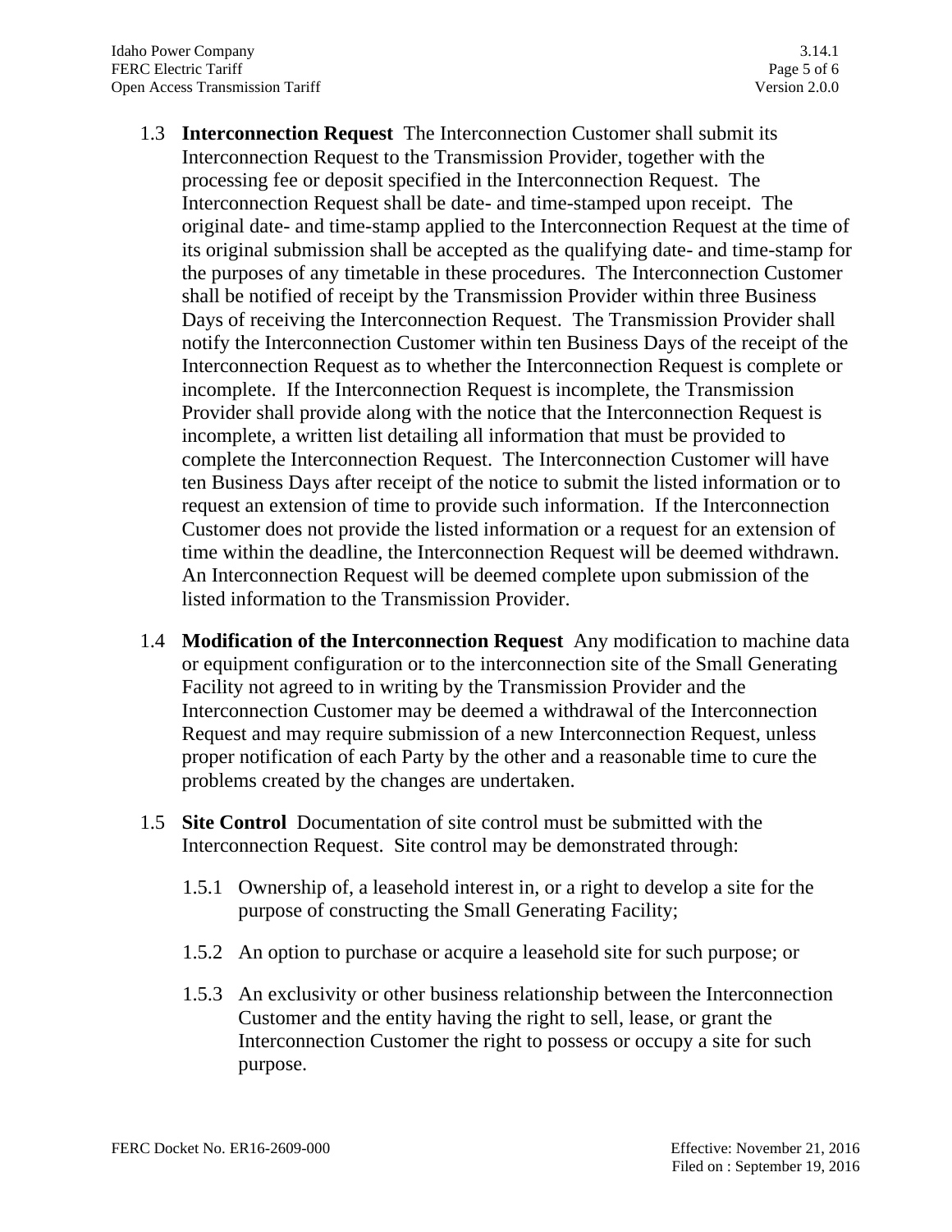1.3 **Interconnection Request** The Interconnection Customer shall submit its Interconnection Request to the Transmission Provider, together with the processing fee or deposit specified in the Interconnection Request. The Interconnection Request shall be date- and time-stamped upon receipt. The original date- and time-stamp applied to the Interconnection Request at the time of its original submission shall be accepted as the qualifying date- and time-stamp for the purposes of any timetable in these procedures. The Interconnection Customer shall be notified of receipt by the Transmission Provider within three Business Days of receiving the Interconnection Request. The Transmission Provider shall notify the Interconnection Customer within ten Business Days of the receipt of the Interconnection Request as to whether the Interconnection Request is complete or incomplete. If the Interconnection Request is incomplete, the Transmission Provider shall provide along with the notice that the Interconnection Request is incomplete, a written list detailing all information that must be provided to complete the Interconnection Request. The Interconnection Customer will have ten Business Days after receipt of the notice to submit the listed information or to request an extension of time to provide such information. If the Interconnection Customer does not provide the listed information or a request for an extension of time within the deadline, the Interconnection Request will be deemed withdrawn. An Interconnection Request will be deemed complete upon submission of the listed information to the Transmission Provider.

1.4 **Modification of the Interconnection Request** Any modification to machine data or equipment configuration or to the interconnection site of the Small Generating Facility not agreed to in writing by the Transmission Provider and the Interconnection Customer may be deemed a withdrawal of the Interconnection Request and may require submission of a new Interconnection Request, unless proper notification of each Party by the other and a reasonable time to cure the problems created by the changes are undertaken.

1.5 **Site Control** Documentation of site control must be submitted with the Interconnection Request. Site control may be demonstrated through:

1.5.1 Ownership of, a leasehold interest in, or a right to develop a site for the purpose of constructing the Small Generating Facility;

1.5.2 An option to purchase or acquire a leasehold site for such purpose; or

1.5.3 An exclusivity or other business relationship between the Interconnection Customer and the entity having the right to sell, lease, or grant the Interconnection Customer the right to possess or occupy a site for such purpose.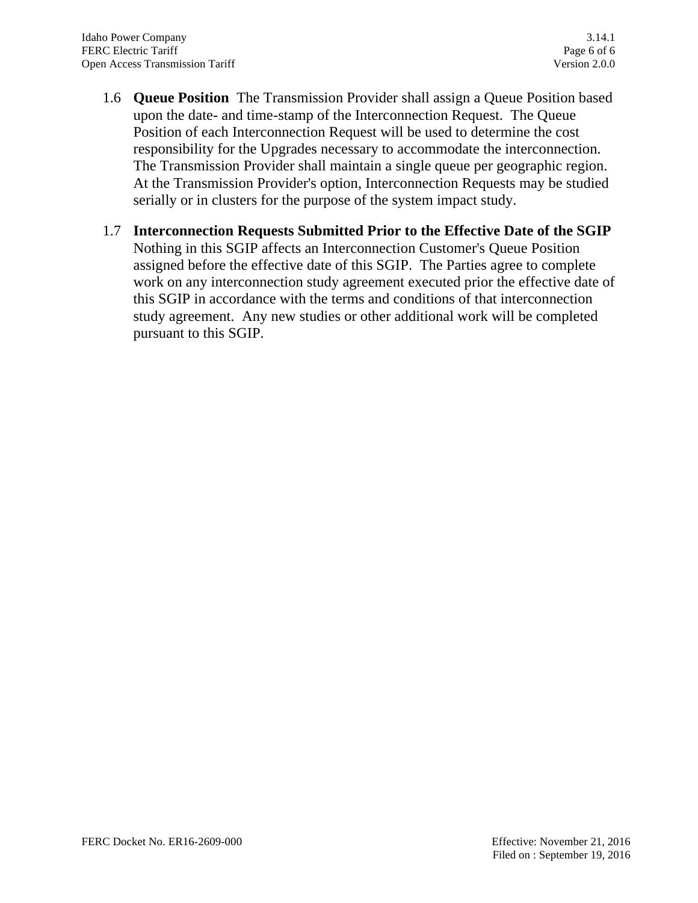1.6 **Queue Position** The Transmission Provider shall assign a Queue Position based upon the date- and time-stamp of the Interconnection Request. The Queue Position of each Interconnection Request will be used to determine the cost responsibility for the Upgrades necessary to accommodate the interconnection. The Transmission Provider shall maintain a single queue per geographic region. At the Transmission Provider's option, Interconnection Requests may be studied serially or in clusters for the purpose of the system impact study.

1.7 **Interconnection Requests Submitted Prior to the Effective Date of the SGIP** Nothing in this SGIP affects an Interconnection Customer's Queue Position assigned before the effective date of this SGIP. The Parties agree to complete work on any interconnection study agreement executed prior the effective date of this SGIP in accordance with the terms and conditions of that interconnection study agreement. Any new studies or other additional work will be completed pursuant to this SGIP.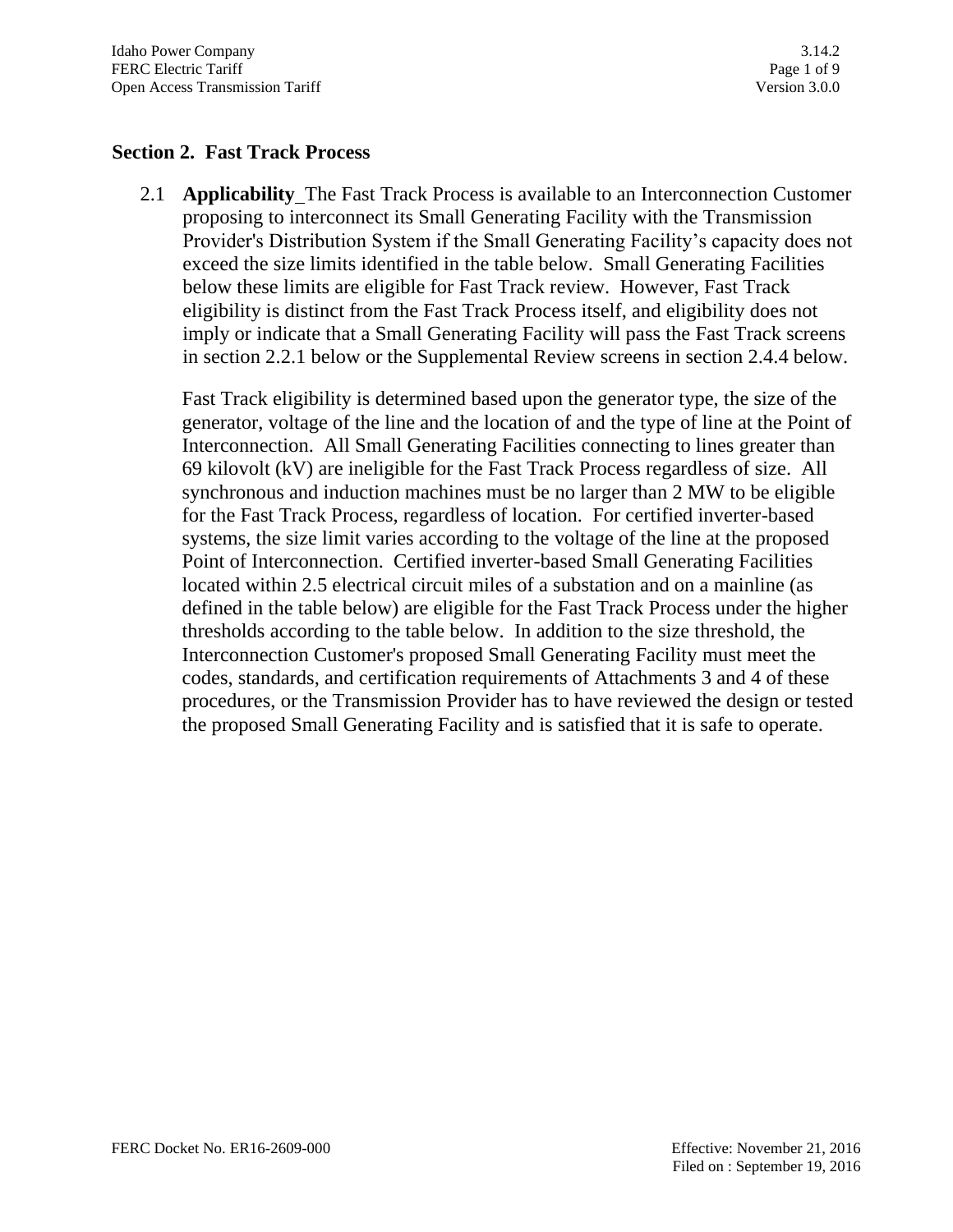## Section 2. Fast Track Process

2.1 **Applicability** The Fast Track Process is available to an Interconnection Customer proposing to interconnect its Small Generating Facility with the Transmission Provider's Distribution System if the Small Generating Facility's capacity does not exceed the size limits identified in the table below. Small Generating Facilities below these limits are eligible for Fast Track review. However, Fast Track eligibility is distinct from the Fast Track Process itself, and eligibility does not imply or indicate that a Small Generating Facility will pass the Fast Track screens in section 2.2.1 below or the Supplemental Review screens in section 2.4.4 below.

Fast Track eligibility is determined based upon the generator type, the size of the generator, voltage of the line and the location of and the type of line at the Point of Interconnection. All Small Generating Facilities connecting to lines greater than 69 kilovolt (kV) are ineligible for the Fast Track Process regardless of size. All synchronous and induction machines must be no larger than 2 MW to be eligible for the Fast Track Process, regardless of location. For certified inverter-based systems, the size limit varies according to the voltage of the line at the proposed Point of Interconnection. Certified inverter-based Small Generating Facilities located within 2.5 electrical circuit miles of a substation and on a mainline (as defined in the table below) are eligible for the Fast Track Process under the higher thresholds according to the table below. In addition to the size threshold, the Interconnection Customer's proposed Small Generating Facility must meet the codes, standards, and certification requirements of Attachments 3 and 4 of these procedures, or the Transmission Provider has to have reviewed the design or tested the proposed Small Generating Facility and is satisfied that it is safe to operate.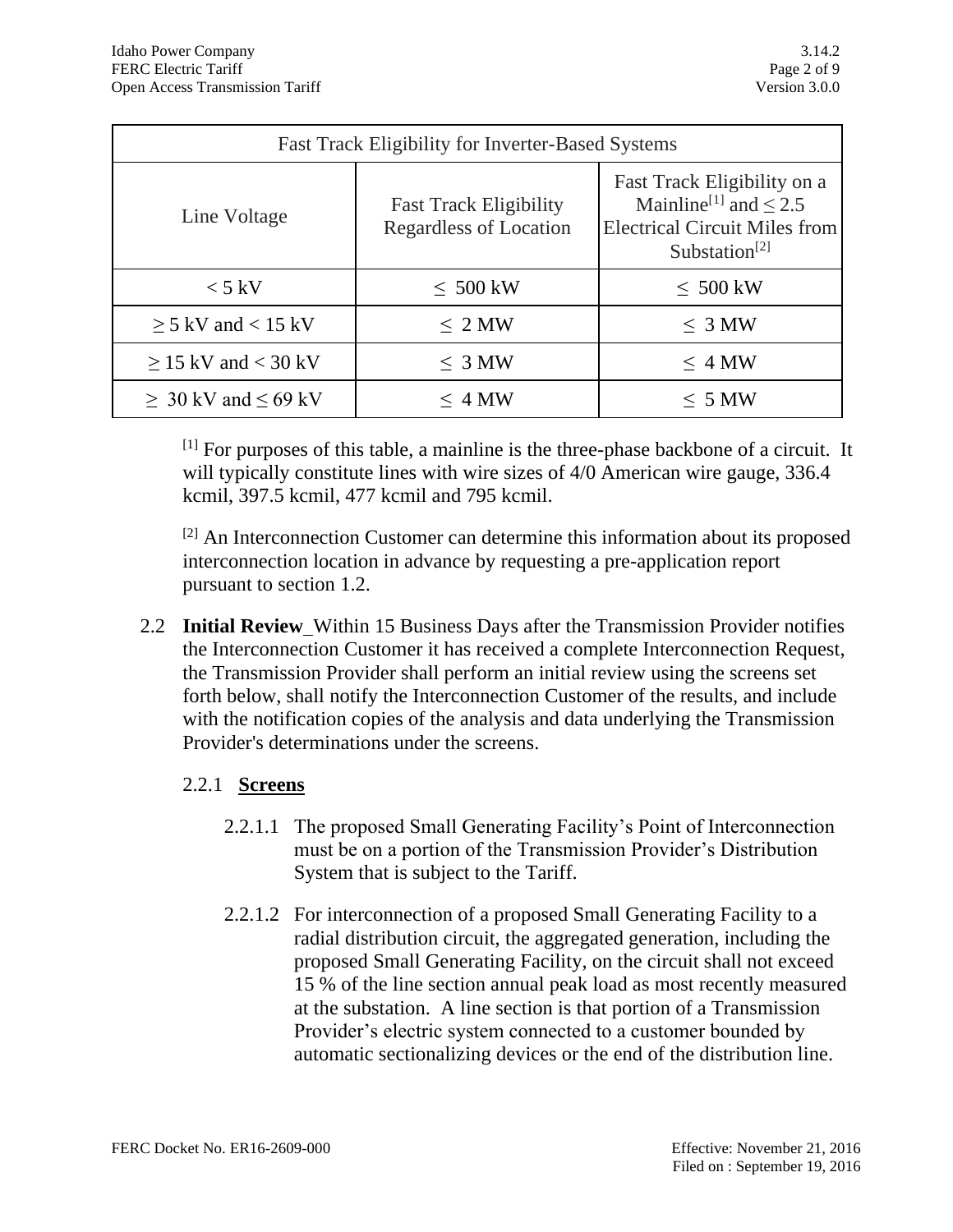| Fast Track Eligibility for Inverter-Based Systems | | |
|---|---|---|
| Line Voltage | Fast Track Eligibility Regardless of Location | Fast Track Eligibility on a Mainline[1] and ≤ 2.5 Electrical Circuit Miles from Substation[2] |
| < 5 kV | ≤ 500 kW | ≤ 500 kW |
| ≥ 5 kV and < 15 kV | ≤ 2 MW | ≤ 3 MW |
| ≥ 15 kV and < 30 kV | ≤ 3 MW | ≤ 4 MW |
| ≥ 30 kV and ≤ 69 kV | ≤ 4 MW | ≤ 5 MW |

[1] For purposes of this table, a mainline is the three-phase backbone of a circuit. It will typically constitute lines with wire sizes of 4/0 American wire gauge, 336.4 kcmil, 397.5 kcmil, 477 kcmil and 795 kcmil.

[2] An Interconnection Customer can determine this information about its proposed interconnection location in advance by requesting a pre-application report pursuant to section 1.2.

2.2 **Initial Review**_Within 15 Business Days after the Transmission Provider notifies the Interconnection Customer it has received a complete Interconnection Request, the Transmission Provider shall perform an initial review using the screens set forth below, shall notify the Interconnection Customer of the results, and include with the notification copies of the analysis and data underlying the Transmission Provider's determinations under the screens.

2.2.1 **Screens**

2.2.1.1 The proposed Small Generating Facility's Point of Interconnection must be on a portion of the Transmission Provider's Distribution System that is subject to the Tariff.

2.2.1.2 For interconnection of a proposed Small Generating Facility to a radial distribution circuit, the aggregated generation, including the proposed Small Generating Facility, on the circuit shall not exceed 15 % of the line section annual peak load as most recently measured at the substation. A line section is that portion of a Transmission Provider's electric system connected to a customer bounded by automatic sectionalizing devices or the end of the distribution line.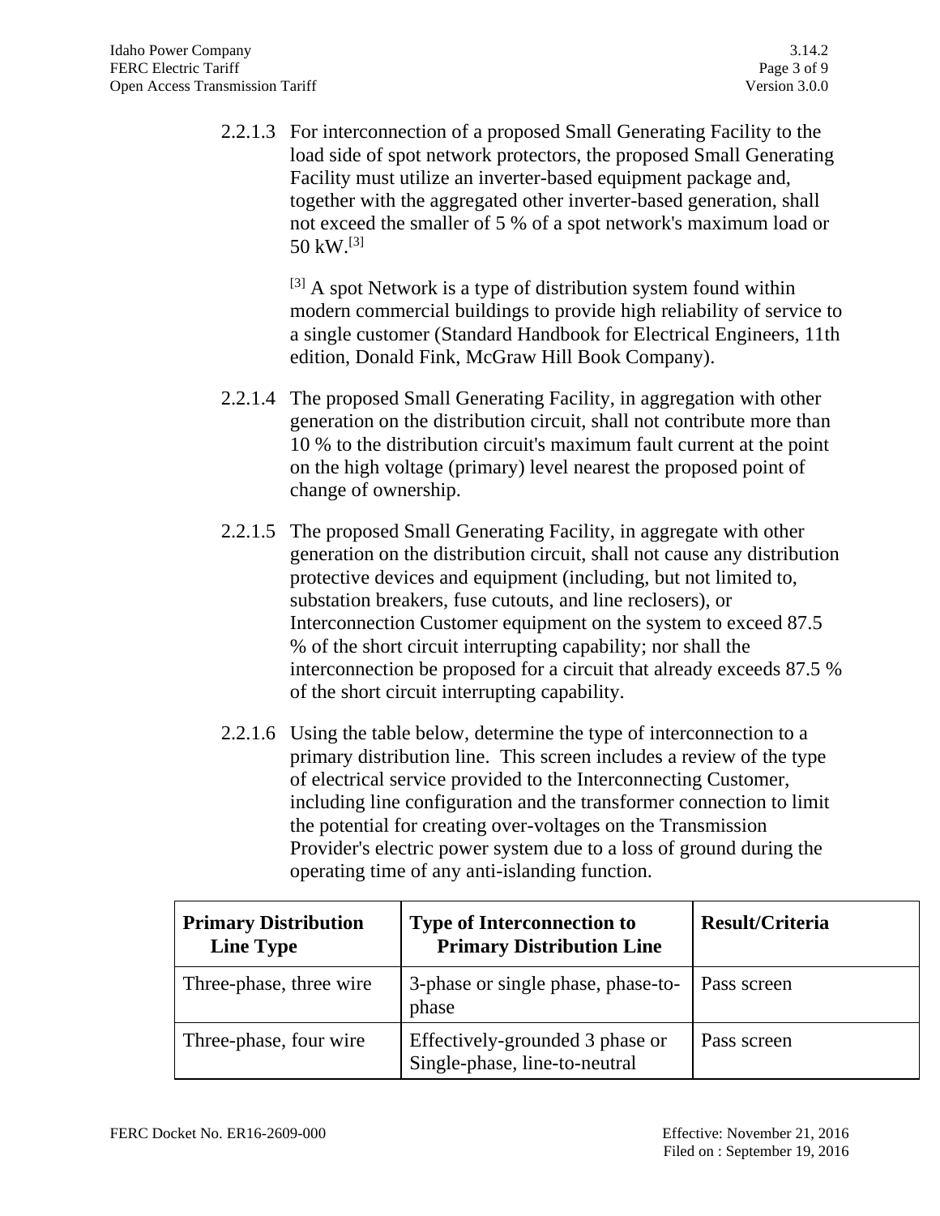2.2.1.3 For interconnection of a proposed Small Generating Facility to the load side of spot network protectors, the proposed Small Generating Facility must utilize an inverter-based equipment package and, together with the aggregated other inverter-based generation, shall not exceed the smaller of 5 % of a spot network's maximum load or 50 kW.[3]

[3] A spot Network is a type of distribution system found within modern commercial buildings to provide high reliability of service to a single customer (Standard Handbook for Electrical Engineers, 11th edition, Donald Fink, McGraw Hill Book Company).

2.2.1.4 The proposed Small Generating Facility, in aggregation with other generation on the distribution circuit, shall not contribute more than 10 % to the distribution circuit's maximum fault current at the point on the high voltage (primary) level nearest the proposed point of change of ownership.

2.2.1.5 The proposed Small Generating Facility, in aggregate with other generation on the distribution circuit, shall not cause any distribution protective devices and equipment (including, but not limited to, substation breakers, fuse cutouts, and line reclosers), or Interconnection Customer equipment on the system to exceed 87.5 % of the short circuit interrupting capability; nor shall the interconnection be proposed for a circuit that already exceeds 87.5 % of the short circuit interrupting capability.

2.2.1.6 Using the table below, determine the type of interconnection to a primary distribution line. This screen includes a review of the type of electrical service provided to the Interconnecting Customer, including line configuration and the transformer connection to limit the potential for creating over-voltages on the Transmission Provider's electric power system due to a loss of ground during the operating time of any anti-islanding function.

| Primary Distribution Line Type | Type of Interconnection to Primary Distribution Line | Result/Criteria |
|---|---|---|
| Three-phase, three wire | 3-phase or single phase, phase-to-phase | Pass screen |
| Three-phase, four wire | Effectively-grounded 3 phase or Single-phase, line-to-neutral | Pass screen |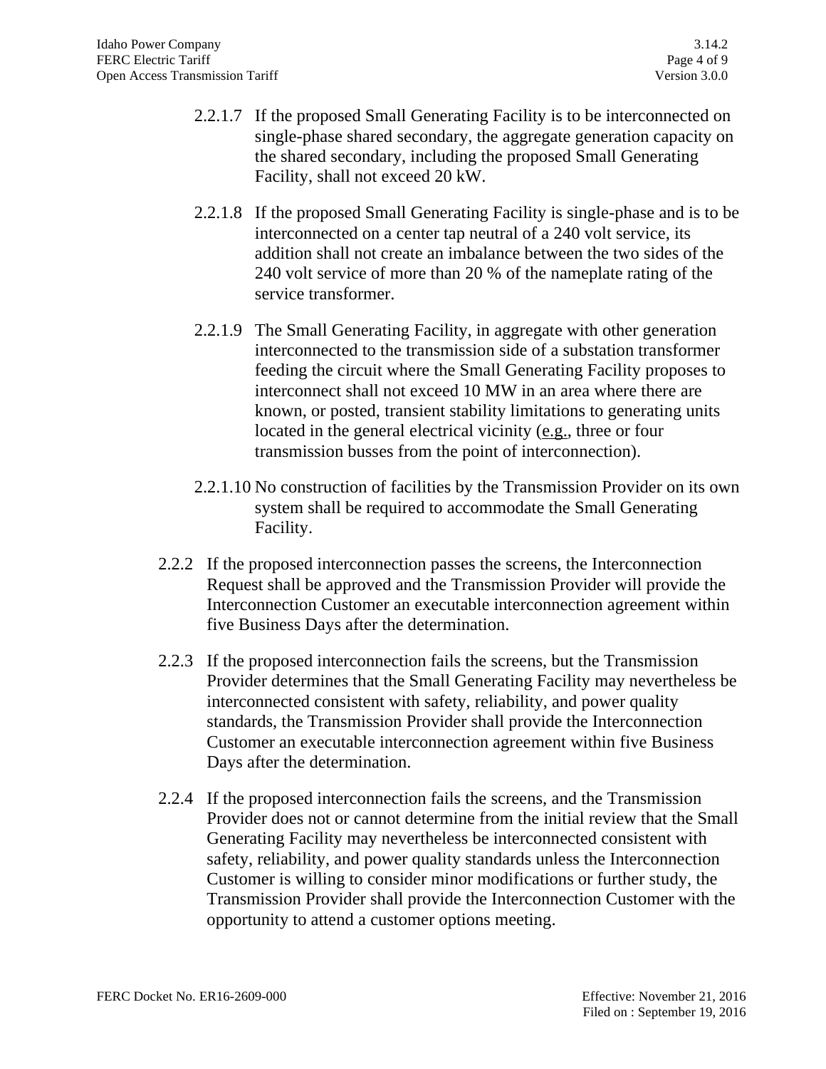2.2.1.7 If the proposed Small Generating Facility is to be interconnected on single-phase shared secondary, the aggregate generation capacity on the shared secondary, including the proposed Small Generating Facility, shall not exceed 20 kW.

2.2.1.8 If the proposed Small Generating Facility is single-phase and is to be interconnected on a center tap neutral of a 240 volt service, its addition shall not create an imbalance between the two sides of the 240 volt service of more than 20 % of the nameplate rating of the service transformer.

2.2.1.9 The Small Generating Facility, in aggregate with other generation interconnected to the transmission side of a substation transformer feeding the circuit where the Small Generating Facility proposes to interconnect shall not exceed 10 MW in an area where there are known, or posted, transient stability limitations to generating units located in the general electrical vicinity (e.g., three or four transmission busses from the point of interconnection).

2.2.1.10 No construction of facilities by the Transmission Provider on its own system shall be required to accommodate the Small Generating Facility.

2.2.2 If the proposed interconnection passes the screens, the Interconnection Request shall be approved and the Transmission Provider will provide the Interconnection Customer an executable interconnection agreement within five Business Days after the determination.

2.2.3 If the proposed interconnection fails the screens, but the Transmission Provider determines that the Small Generating Facility may nevertheless be interconnected consistent with safety, reliability, and power quality standards, the Transmission Provider shall provide the Interconnection Customer an executable interconnection agreement within five Business Days after the determination.

2.2.4 If the proposed interconnection fails the screens, and the Transmission Provider does not or cannot determine from the initial review that the Small Generating Facility may nevertheless be interconnected consistent with safety, reliability, and power quality standards unless the Interconnection Customer is willing to consider minor modifications or further study, the Transmission Provider shall provide the Interconnection Customer with the opportunity to attend a customer options meeting.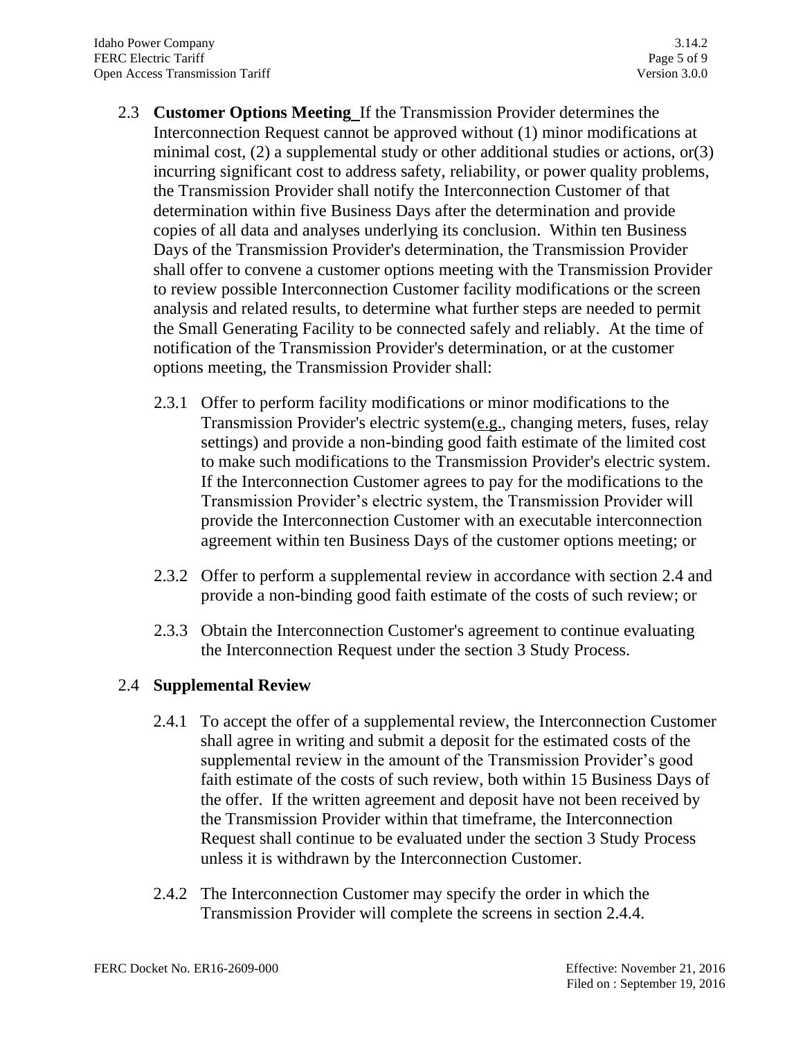2.3 **Customer Options Meeting** If the Transmission Provider determines the Interconnection Request cannot be approved without (1) minor modifications at minimal cost, (2) a supplemental study or other additional studies or actions, or(3) incurring significant cost to address safety, reliability, or power quality problems, the Transmission Provider shall notify the Interconnection Customer of that determination within five Business Days after the determination and provide copies of all data and analyses underlying its conclusion. Within ten Business Days of the Transmission Provider's determination, the Transmission Provider shall offer to convene a customer options meeting with the Transmission Provider to review possible Interconnection Customer facility modifications or the screen analysis and related results, to determine what further steps are needed to permit the Small Generating Facility to be connected safely and reliably. At the time of notification of the Transmission Provider's determination, or at the customer options meeting, the Transmission Provider shall:

2.3.1 Offer to perform facility modifications or minor modifications to the Transmission Provider's electric system(e.g., changing meters, fuses, relay settings) and provide a non-binding good faith estimate of the limited cost to make such modifications to the Transmission Provider's electric system. If the Interconnection Customer agrees to pay for the modifications to the Transmission Provider's electric system, the Transmission Provider will provide the Interconnection Customer with an executable interconnection agreement within ten Business Days of the customer options meeting; or

2.3.2 Offer to perform a supplemental review in accordance with section 2.4 and provide a non-binding good faith estimate of the costs of such review; or

2.3.3 Obtain the Interconnection Customer's agreement to continue evaluating the Interconnection Request under the section 3 Study Process.

2.4 **Supplemental Review**

2.4.1 To accept the offer of a supplemental review, the Interconnection Customer shall agree in writing and submit a deposit for the estimated costs of the supplemental review in the amount of the Transmission Provider's good faith estimate of the costs of such review, both within 15 Business Days of the offer. If the written agreement and deposit have not been received by the Transmission Provider within that timeframe, the Interconnection Request shall continue to be evaluated under the section 3 Study Process unless it is withdrawn by the Interconnection Customer.

2.4.2 The Interconnection Customer may specify the order in which the Transmission Provider will complete the screens in section 2.4.4.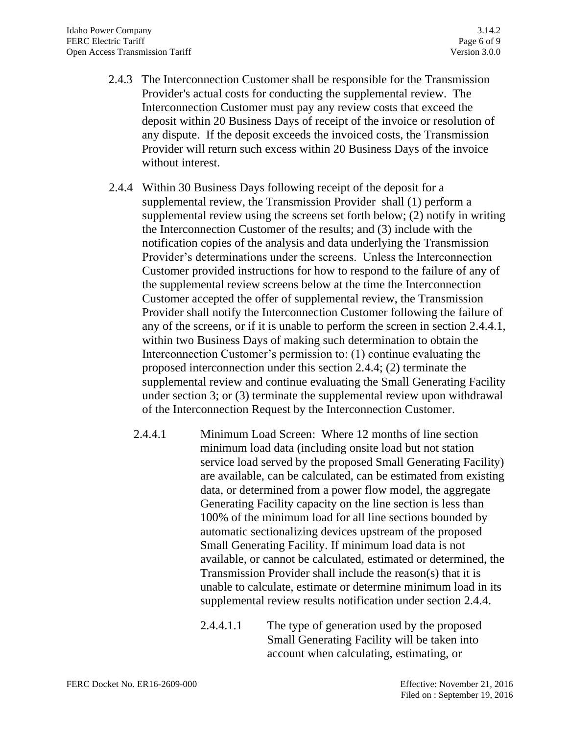2.4.3 The Interconnection Customer shall be responsible for the Transmission Provider's actual costs for conducting the supplemental review. The Interconnection Customer must pay any review costs that exceed the deposit within 20 Business Days of receipt of the invoice or resolution of any dispute. If the deposit exceeds the invoiced costs, the Transmission Provider will return such excess within 20 Business Days of the invoice without interest.

2.4.4 Within 30 Business Days following receipt of the deposit for a supplemental review, the Transmission Provider shall (1) perform a supplemental review using the screens set forth below; (2) notify in writing the Interconnection Customer of the results; and (3) include with the notification copies of the analysis and data underlying the Transmission Provider's determinations under the screens. Unless the Interconnection Customer provided instructions for how to respond to the failure of any of the supplemental review screens below at the time the Interconnection Customer accepted the offer of supplemental review, the Transmission Provider shall notify the Interconnection Customer following the failure of any of the screens, or if it is unable to perform the screen in section 2.4.4.1, within two Business Days of making such determination to obtain the Interconnection Customer's permission to: (1) continue evaluating the proposed interconnection under this section 2.4.4; (2) terminate the supplemental review and continue evaluating the Small Generating Facility under section 3; or (3) terminate the supplemental review upon withdrawal of the Interconnection Request by the Interconnection Customer.

2.4.4.1 Minimum Load Screen: Where 12 months of line section minimum load data (including onsite load but not station service load served by the proposed Small Generating Facility) are available, can be calculated, can be estimated from existing data, or determined from a power flow model, the aggregate Generating Facility capacity on the line section is less than 100% of the minimum load for all line sections bounded by automatic sectionalizing devices upstream of the proposed Small Generating Facility. If minimum load data is not available, or cannot be calculated, estimated or determined, the Transmission Provider shall include the reason(s) that it is unable to calculate, estimate or determine minimum load in its supplemental review results notification under section 2.4.4.

2.4.4.1.1 The type of generation used by the proposed Small Generating Facility will be taken into account when calculating, estimating, or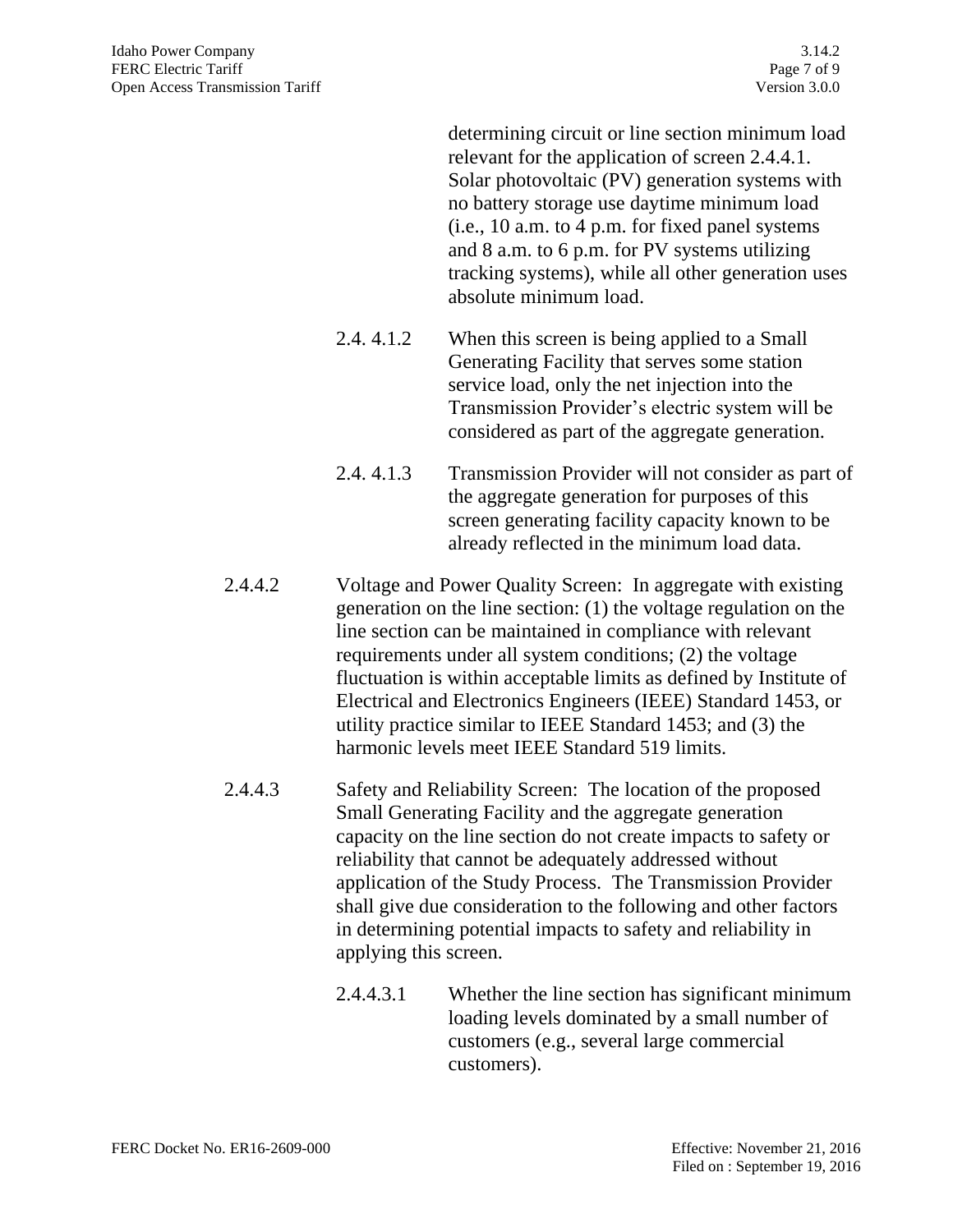determining circuit or line section minimum load relevant for the application of screen 2.4.4.1. Solar photovoltaic (PV) generation systems with no battery storage use daytime minimum load (i.e., 10 a.m. to 4 p.m. for fixed panel systems and 8 a.m. to 6 p.m. for PV systems utilizing tracking systems), while all other generation uses absolute minimum load.

2.4. 4.1.2 When this screen is being applied to a Small Generating Facility that serves some station service load, only the net injection into the Transmission Provider's electric system will be considered as part of the aggregate generation.

2.4. 4.1.3 Transmission Provider will not consider as part of the aggregate generation for purposes of this screen generating facility capacity known to be already reflected in the minimum load data.

2.4.4.2 Voltage and Power Quality Screen: In aggregate with existing generation on the line section: (1) the voltage regulation on the line section can be maintained in compliance with relevant requirements under all system conditions; (2) the voltage fluctuation is within acceptable limits as defined by Institute of Electrical and Electronics Engineers (IEEE) Standard 1453, or utility practice similar to IEEE Standard 1453; and (3) the harmonic levels meet IEEE Standard 519 limits.

2.4.4.3 Safety and Reliability Screen: The location of the proposed Small Generating Facility and the aggregate generation capacity on the line section do not create impacts to safety or reliability that cannot be adequately addressed without application of the Study Process. The Transmission Provider shall give due consideration to the following and other factors in determining potential impacts to safety and reliability in applying this screen.

2.4.4.3.1 Whether the line section has significant minimum loading levels dominated by a small number of customers (e.g., several large commercial customers).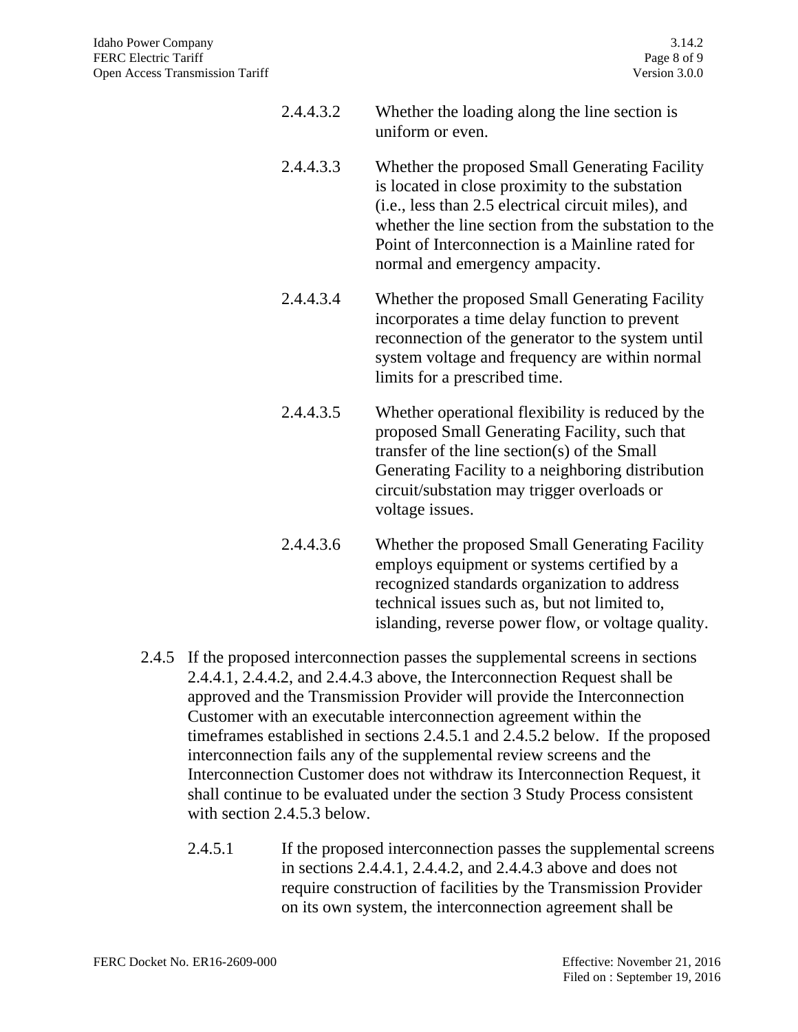2.4.4.3.2 Whether the loading along the line section is uniform or even.

2.4.4.3.3 Whether the proposed Small Generating Facility is located in close proximity to the substation (i.e., less than 2.5 electrical circuit miles), and whether the line section from the substation to the Point of Interconnection is a Mainline rated for normal and emergency ampacity.

2.4.4.3.4 Whether the proposed Small Generating Facility incorporates a time delay function to prevent reconnection of the generator to the system until system voltage and frequency are within normal limits for a prescribed time.

2.4.4.3.5 Whether operational flexibility is reduced by the proposed Small Generating Facility, such that transfer of the line section(s) of the Small Generating Facility to a neighboring distribution circuit/substation may trigger overloads or voltage issues.

2.4.4.3.6 Whether the proposed Small Generating Facility employs equipment or systems certified by a recognized standards organization to address technical issues such as, but not limited to, islanding, reverse power flow, or voltage quality.

2.4.5 If the proposed interconnection passes the supplemental screens in sections 2.4.4.1, 2.4.4.2, and 2.4.4.3 above, the Interconnection Request shall be approved and the Transmission Provider will provide the Interconnection Customer with an executable interconnection agreement within the timeframes established in sections 2.4.5.1 and 2.4.5.2 below. If the proposed interconnection fails any of the supplemental review screens and the Interconnection Customer does not withdraw its Interconnection Request, it shall continue to be evaluated under the section 3 Study Process consistent with section 2.4.5.3 below.

2.4.5.1 If the proposed interconnection passes the supplemental screens in sections 2.4.4.1, 2.4.4.2, and 2.4.4.3 above and does not require construction of facilities by the Transmission Provider on its own system, the interconnection agreement shall be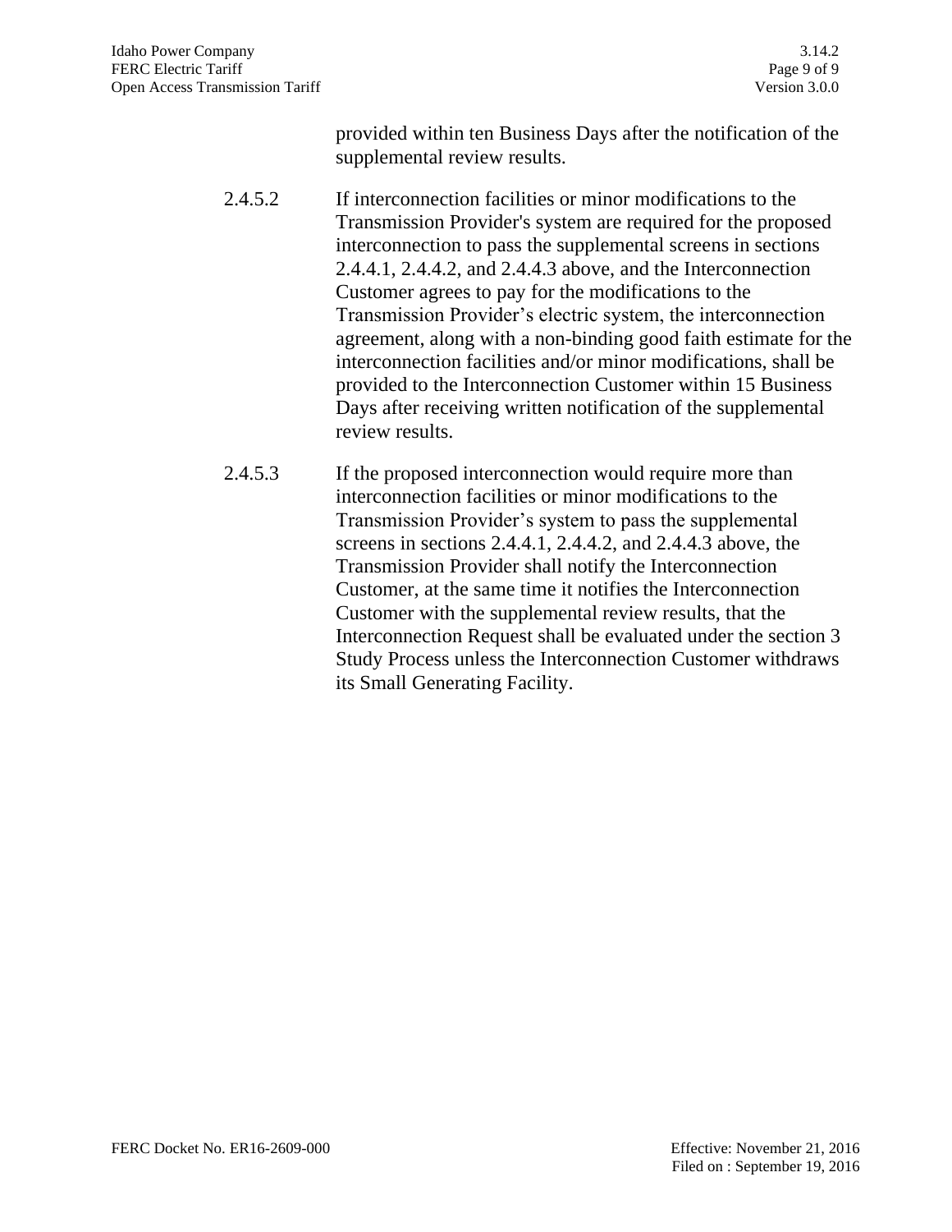provided within ten Business Days after the notification of the supplemental review results.

2.4.5.2 If interconnection facilities or minor modifications to the Transmission Provider's system are required for the proposed interconnection to pass the supplemental screens in sections 2.4.4.1, 2.4.4.2, and 2.4.4.3 above, and the Interconnection Customer agrees to pay for the modifications to the Transmission Provider's electric system, the interconnection agreement, along with a non-binding good faith estimate for the interconnection facilities and/or minor modifications, shall be provided to the Interconnection Customer within 15 Business Days after receiving written notification of the supplemental review results.

2.4.5.3 If the proposed interconnection would require more than interconnection facilities or minor modifications to the Transmission Provider's system to pass the supplemental screens in sections 2.4.4.1, 2.4.4.2, and 2.4.4.3 above, the Transmission Provider shall notify the Interconnection Customer, at the same time it notifies the Interconnection Customer with the supplemental review results, that the Interconnection Request shall be evaluated under the section 3 Study Process unless the Interconnection Customer withdraws its Small Generating Facility.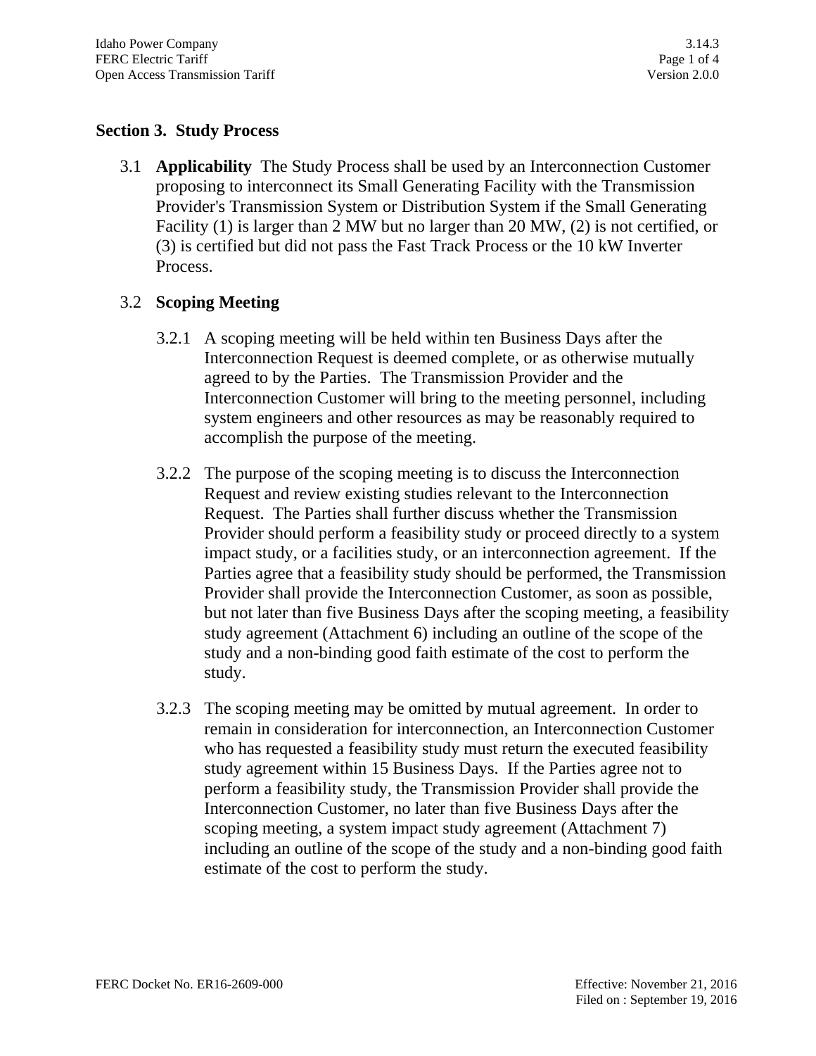## Section 3. Study Process

3.1 **Applicability** The Study Process shall be used by an Interconnection Customer proposing to interconnect its Small Generating Facility with the Transmission Provider's Transmission System or Distribution System if the Small Generating Facility (1) is larger than 2 MW but no larger than 20 MW, (2) is not certified, or (3) is certified but did not pass the Fast Track Process or the 10 kW Inverter Process.

3.2 **Scoping Meeting**

3.2.1 A scoping meeting will be held within ten Business Days after the Interconnection Request is deemed complete, or as otherwise mutually agreed to by the Parties. The Transmission Provider and the Interconnection Customer will bring to the meeting personnel, including system engineers and other resources as may be reasonably required to accomplish the purpose of the meeting.

3.2.2 The purpose of the scoping meeting is to discuss the Interconnection Request and review existing studies relevant to the Interconnection Request. The Parties shall further discuss whether the Transmission Provider should perform a feasibility study or proceed directly to a system impact study, or a facilities study, or an interconnection agreement. If the Parties agree that a feasibility study should be performed, the Transmission Provider shall provide the Interconnection Customer, as soon as possible, but not later than five Business Days after the scoping meeting, a feasibility study agreement (Attachment 6) including an outline of the scope of the study and a non-binding good faith estimate of the cost to perform the study.

3.2.3 The scoping meeting may be omitted by mutual agreement. In order to remain in consideration for interconnection, an Interconnection Customer who has requested a feasibility study must return the executed feasibility study agreement within 15 Business Days. If the Parties agree not to perform a feasibility study, the Transmission Provider shall provide the Interconnection Customer, no later than five Business Days after the scoping meeting, a system impact study agreement (Attachment 7) including an outline of the scope of the study and a non-binding good faith estimate of the cost to perform the study.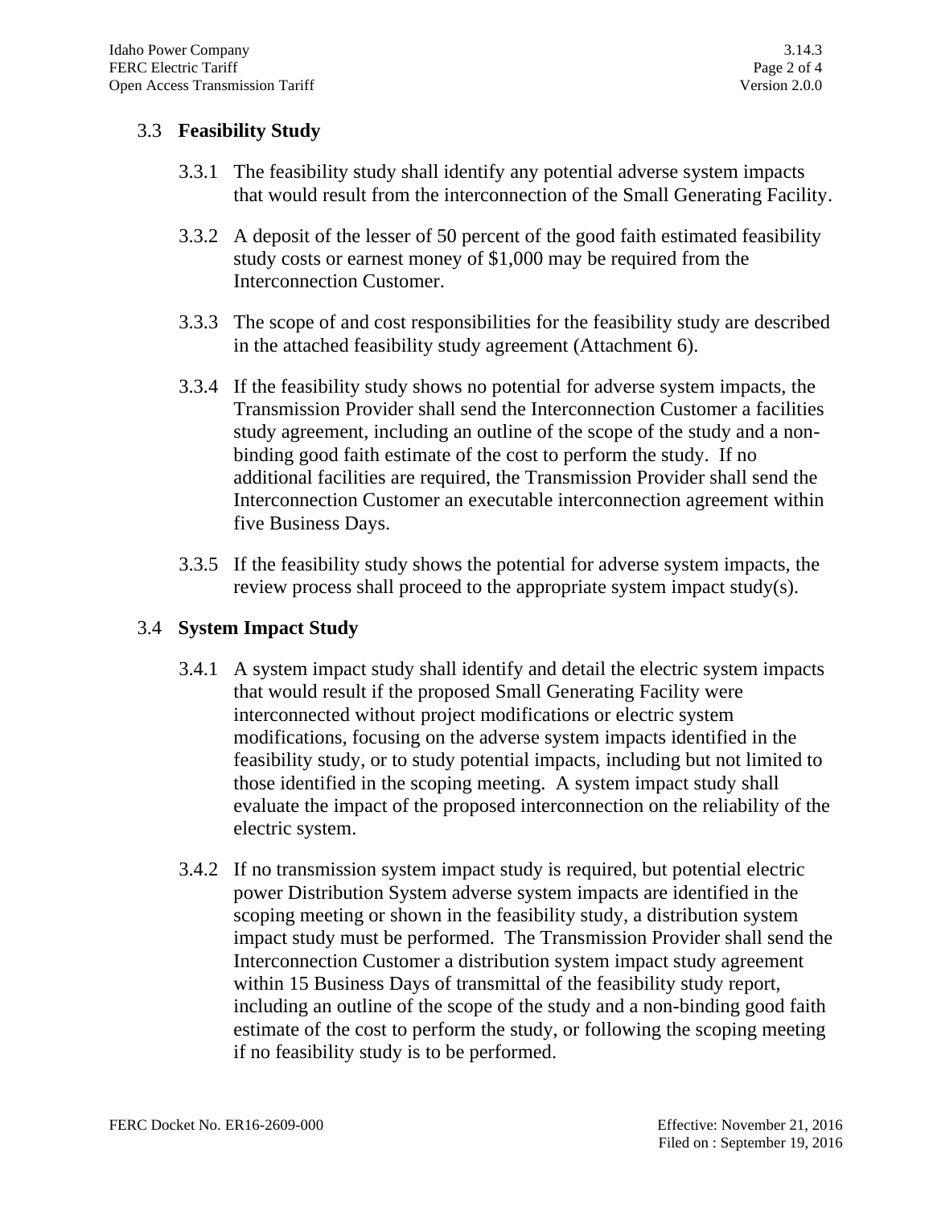## 3.3 **Feasibility Study**

3.3.1 The feasibility study shall identify any potential adverse system impacts that would result from the interconnection of the Small Generating Facility.

3.3.2 A deposit of the lesser of 50 percent of the good faith estimated feasibility study costs or earnest money of $1,000 may be required from the Interconnection Customer.

3.3.3 The scope of and cost responsibilities for the feasibility study are described in the attached feasibility study agreement (Attachment 6).

3.3.4 If the feasibility study shows no potential for adverse system impacts, the Transmission Provider shall send the Interconnection Customer a facilities study agreement, including an outline of the scope of the study and a non-binding good faith estimate of the cost to perform the study. If no additional facilities are required, the Transmission Provider shall send the Interconnection Customer an executable interconnection agreement within five Business Days.

3.3.5 If the feasibility study shows the potential for adverse system impacts, the review process shall proceed to the appropriate system impact study(s).

## 3.4 **System Impact Study**

3.4.1 A system impact study shall identify and detail the electric system impacts that would result if the proposed Small Generating Facility were interconnected without project modifications or electric system modifications, focusing on the adverse system impacts identified in the feasibility study, or to study potential impacts, including but not limited to those identified in the scoping meeting. A system impact study shall evaluate the impact of the proposed interconnection on the reliability of the electric system.

3.4.2 If no transmission system impact study is required, but potential electric power Distribution System adverse system impacts are identified in the scoping meeting or shown in the feasibility study, a distribution system impact study must be performed. The Transmission Provider shall send the Interconnection Customer a distribution system impact study agreement within 15 Business Days of transmittal of the feasibility study report, including an outline of the scope of the study and a non-binding good faith estimate of the cost to perform the study, or following the scoping meeting if no feasibility study is to be performed.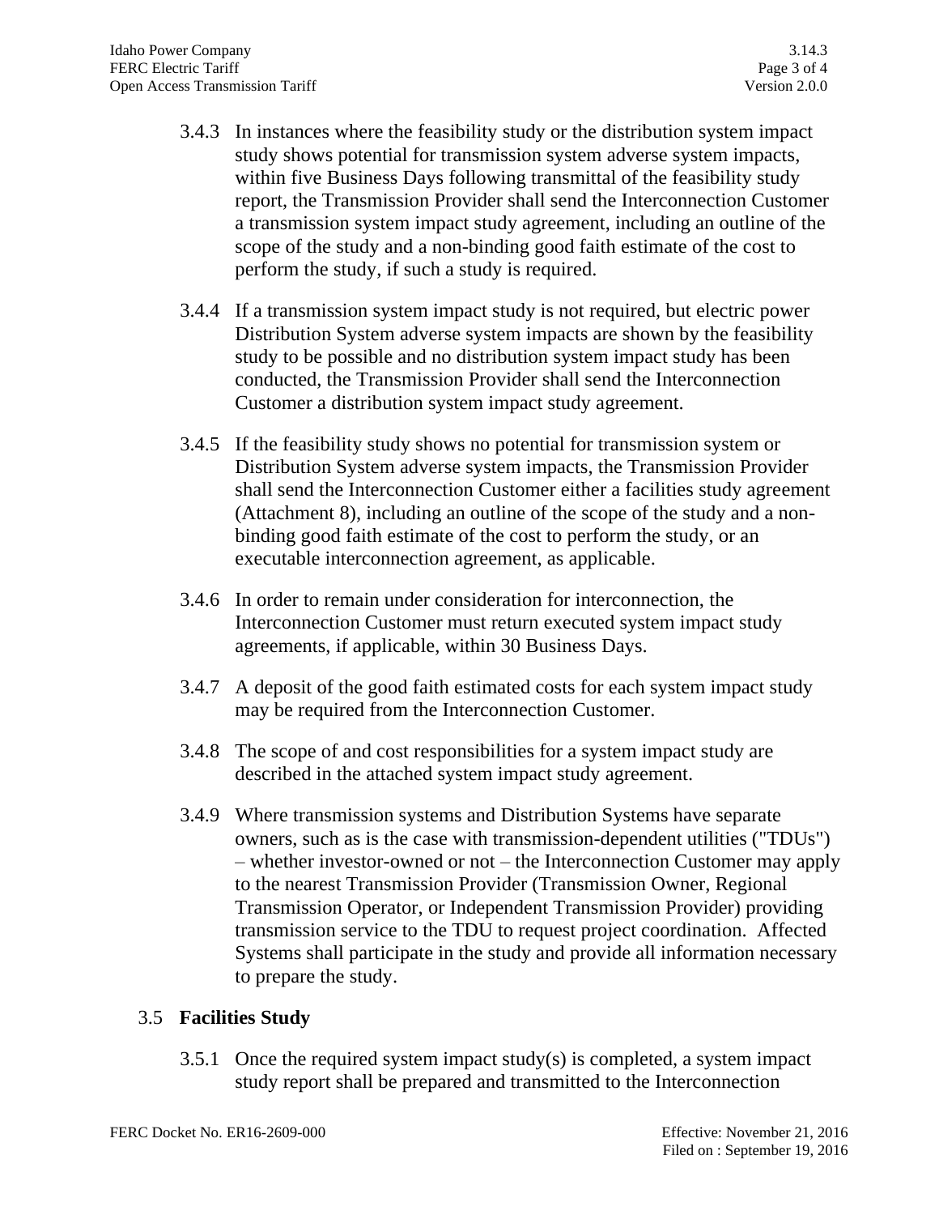3.4.3 In instances where the feasibility study or the distribution system impact study shows potential for transmission system adverse system impacts, within five Business Days following transmittal of the feasibility study report, the Transmission Provider shall send the Interconnection Customer a transmission system impact study agreement, including an outline of the scope of the study and a non-binding good faith estimate of the cost to perform the study, if such a study is required.

3.4.4 If a transmission system impact study is not required, but electric power Distribution System adverse system impacts are shown by the feasibility study to be possible and no distribution system impact study has been conducted, the Transmission Provider shall send the Interconnection Customer a distribution system impact study agreement.

3.4.5 If the feasibility study shows no potential for transmission system or Distribution System adverse system impacts, the Transmission Provider shall send the Interconnection Customer either a facilities study agreement (Attachment 8), including an outline of the scope of the study and a non-binding good faith estimate of the cost to perform the study, or an executable interconnection agreement, as applicable.

3.4.6 In order to remain under consideration for interconnection, the Interconnection Customer must return executed system impact study agreements, if applicable, within 30 Business Days.

3.4.7 A deposit of the good faith estimated costs for each system impact study may be required from the Interconnection Customer.

3.4.8 The scope of and cost responsibilities for a system impact study are described in the attached system impact study agreement.

3.4.9 Where transmission systems and Distribution Systems have separate owners, such as is the case with transmission-dependent utilities ("TDUs") – whether investor-owned or not – the Interconnection Customer may apply to the nearest Transmission Provider (Transmission Owner, Regional Transmission Operator, or Independent Transmission Provider) providing transmission service to the TDU to request project coordination. Affected Systems shall participate in the study and provide all information necessary to prepare the study.

## 3.5 Facilities Study

3.5.1 Once the required system impact study(s) is completed, a system impact study report shall be prepared and transmitted to the Interconnection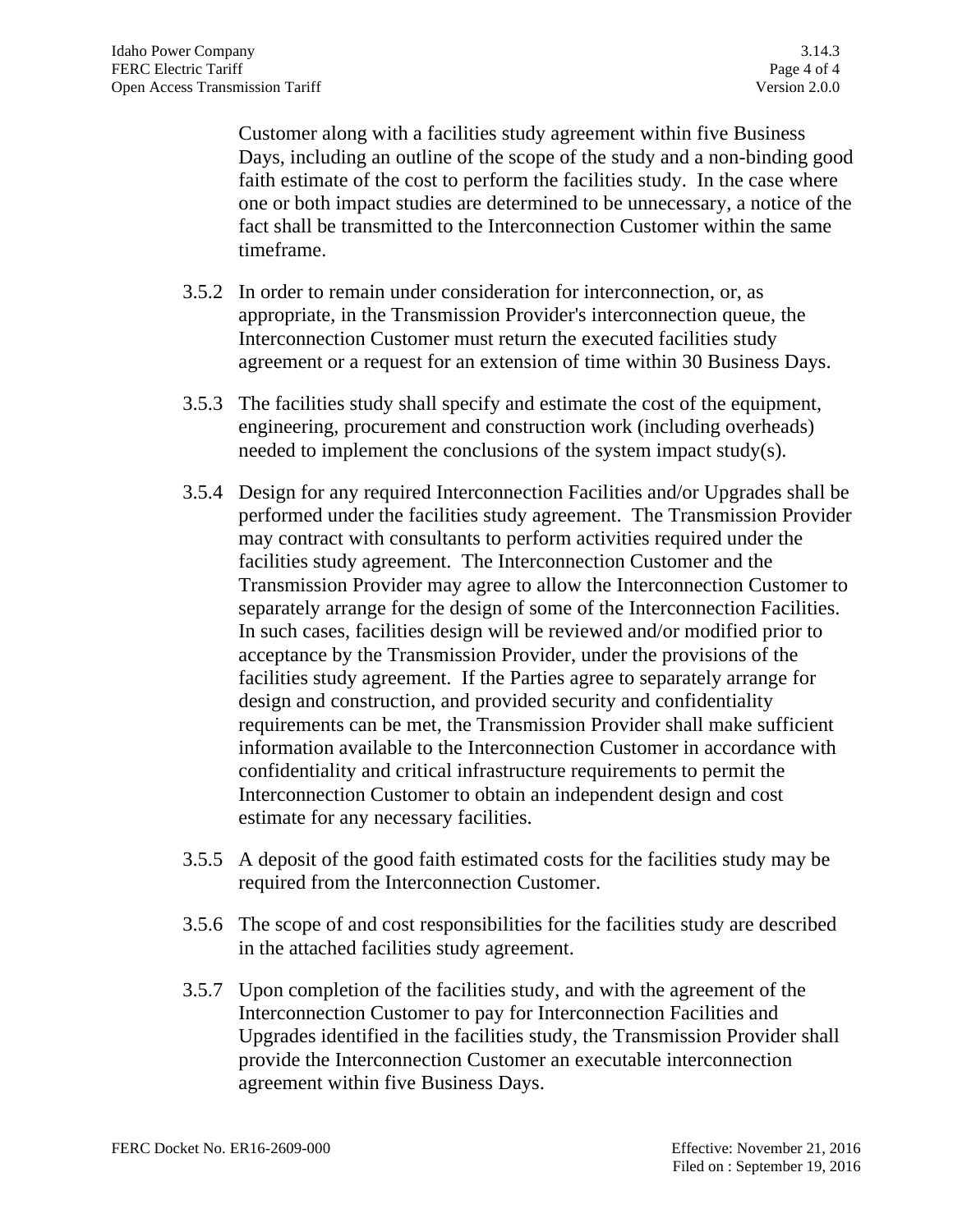Customer along with a facilities study agreement within five Business Days, including an outline of the scope of the study and a non-binding good faith estimate of the cost to perform the facilities study. In the case where one or both impact studies are determined to be unnecessary, a notice of the fact shall be transmitted to the Interconnection Customer within the same timeframe.

3.5.2 In order to remain under consideration for interconnection, or, as appropriate, in the Transmission Provider's interconnection queue, the Interconnection Customer must return the executed facilities study agreement or a request for an extension of time within 30 Business Days.

3.5.3 The facilities study shall specify and estimate the cost of the equipment, engineering, procurement and construction work (including overheads) needed to implement the conclusions of the system impact study(s).

3.5.4 Design for any required Interconnection Facilities and/or Upgrades shall be performed under the facilities study agreement. The Transmission Provider may contract with consultants to perform activities required under the facilities study agreement. The Interconnection Customer and the Transmission Provider may agree to allow the Interconnection Customer to separately arrange for the design of some of the Interconnection Facilities. In such cases, facilities design will be reviewed and/or modified prior to acceptance by the Transmission Provider, under the provisions of the facilities study agreement. If the Parties agree to separately arrange for design and construction, and provided security and confidentiality requirements can be met, the Transmission Provider shall make sufficient information available to the Interconnection Customer in accordance with confidentiality and critical infrastructure requirements to permit the Interconnection Customer to obtain an independent design and cost estimate for any necessary facilities.

3.5.5 A deposit of the good faith estimated costs for the facilities study may be required from the Interconnection Customer.

3.5.6 The scope of and cost responsibilities for the facilities study are described in the attached facilities study agreement.

3.5.7 Upon completion of the facilities study, and with the agreement of the Interconnection Customer to pay for Interconnection Facilities and Upgrades identified in the facilities study, the Transmission Provider shall provide the Interconnection Customer an executable interconnection agreement within five Business Days.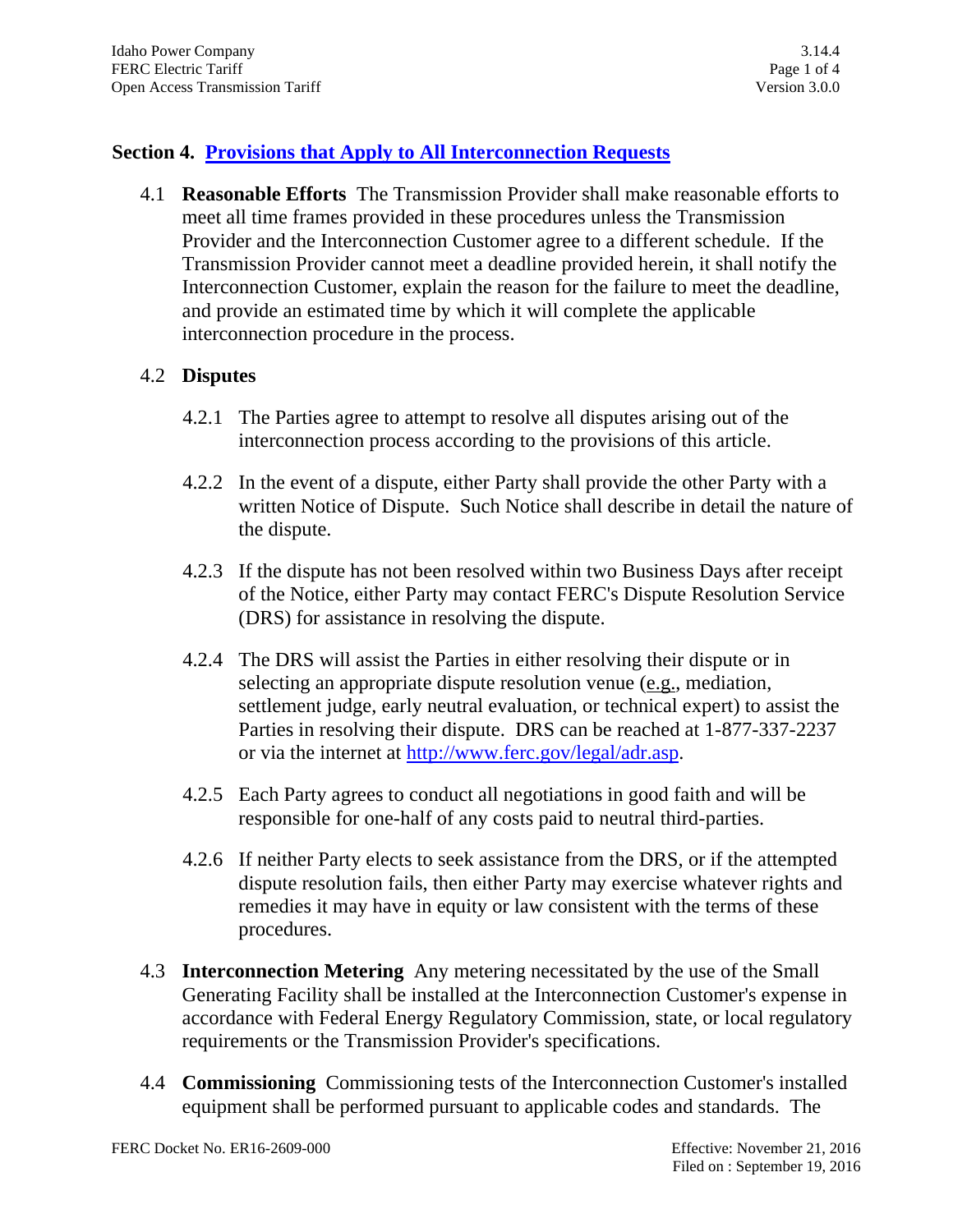## Section 4. Provisions that Apply to All Interconnection Requests

4.1 **Reasonable Efforts** The Transmission Provider shall make reasonable efforts to meet all time frames provided in these procedures unless the Transmission Provider and the Interconnection Customer agree to a different schedule. If the Transmission Provider cannot meet a deadline provided herein, it shall notify the Interconnection Customer, explain the reason for the failure to meet the deadline, and provide an estimated time by which it will complete the applicable interconnection procedure in the process.

4.2 **Disputes**

4.2.1 The Parties agree to attempt to resolve all disputes arising out of the interconnection process according to the provisions of this article.

4.2.2 In the event of a dispute, either Party shall provide the other Party with a written Notice of Dispute. Such Notice shall describe in detail the nature of the dispute.

4.2.3 If the dispute has not been resolved within two Business Days after receipt of the Notice, either Party may contact FERC's Dispute Resolution Service (DRS) for assistance in resolving the dispute.

4.2.4 The DRS will assist the Parties in either resolving their dispute or in selecting an appropriate dispute resolution venue (e.g., mediation, settlement judge, early neutral evaluation, or technical expert) to assist the Parties in resolving their dispute. DRS can be reached at 1-877-337-2237 or via the internet at http://www.ferc.gov/legal/adr.asp.

4.2.5 Each Party agrees to conduct all negotiations in good faith and will be responsible for one-half of any costs paid to neutral third-parties.

4.2.6 If neither Party elects to seek assistance from the DRS, or if the attempted dispute resolution fails, then either Party may exercise whatever rights and remedies it may have in equity or law consistent with the terms of these procedures.

4.3 **Interconnection Metering** Any metering necessitated by the use of the Small Generating Facility shall be installed at the Interconnection Customer's expense in accordance with Federal Energy Regulatory Commission, state, or local regulatory requirements or the Transmission Provider's specifications.

4.4 **Commissioning** Commissioning tests of the Interconnection Customer's installed equipment shall be performed pursuant to applicable codes and standards. The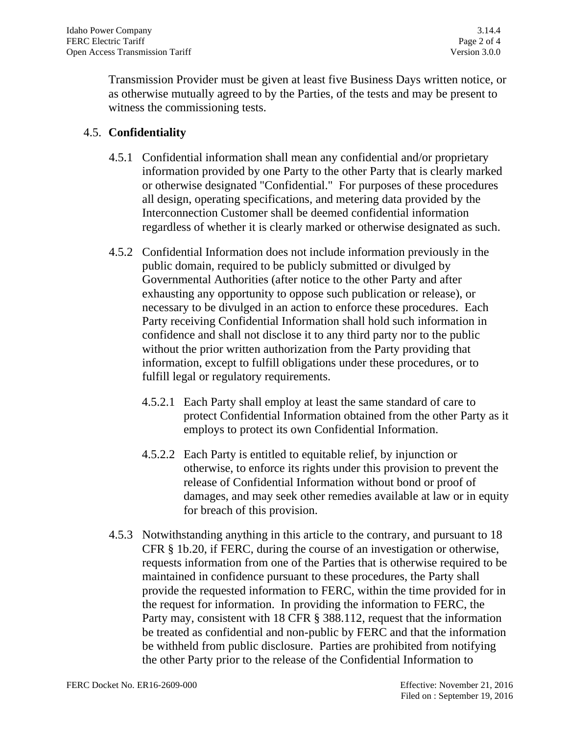Transmission Provider must be given at least five Business Days written notice, or as otherwise mutually agreed to by the Parties, of the tests and may be present to witness the commissioning tests.

## 4.5. **Confidentiality**

4.5.1 Confidential information shall mean any confidential and/or proprietary information provided by one Party to the other Party that is clearly marked or otherwise designated "Confidential." For purposes of these procedures all design, operating specifications, and metering data provided by the Interconnection Customer shall be deemed confidential information regardless of whether it is clearly marked or otherwise designated as such.

4.5.2 Confidential Information does not include information previously in the public domain, required to be publicly submitted or divulged by Governmental Authorities (after notice to the other Party and after exhausting any opportunity to oppose such publication or release), or necessary to be divulged in an action to enforce these procedures. Each Party receiving Confidential Information shall hold such information in confidence and shall not disclose it to any third party nor to the public without the prior written authorization from the Party providing that information, except to fulfill obligations under these procedures, or to fulfill legal or regulatory requirements.

4.5.2.1 Each Party shall employ at least the same standard of care to protect Confidential Information obtained from the other Party as it employs to protect its own Confidential Information.

4.5.2.2 Each Party is entitled to equitable relief, by injunction or otherwise, to enforce its rights under this provision to prevent the release of Confidential Information without bond or proof of damages, and may seek other remedies available at law or in equity for breach of this provision.

4.5.3 Notwithstanding anything in this article to the contrary, and pursuant to 18 CFR § 1b.20, if FERC, during the course of an investigation or otherwise, requests information from one of the Parties that is otherwise required to be maintained in confidence pursuant to these procedures, the Party shall provide the requested information to FERC, within the time provided for in the request for information. In providing the information to FERC, the Party may, consistent with 18 CFR § 388.112, request that the information be treated as confidential and non-public by FERC and that the information be withheld from public disclosure. Parties are prohibited from notifying the other Party prior to the release of the Confidential Information to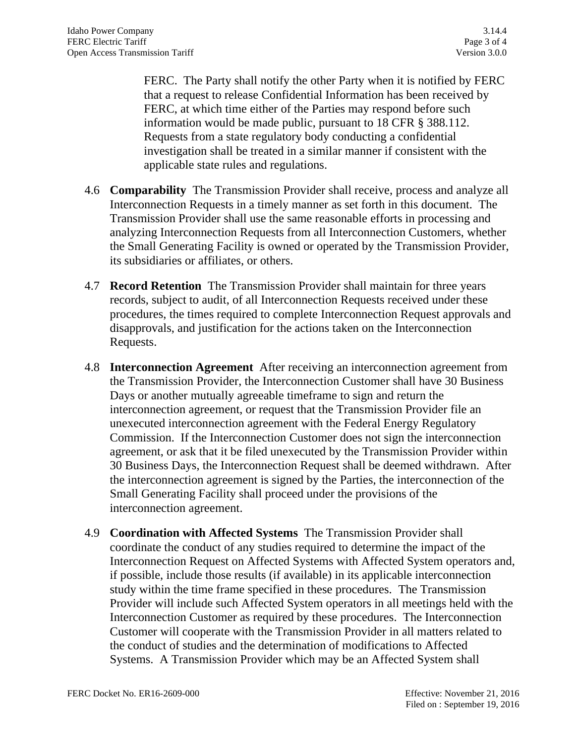FERC. The Party shall notify the other Party when it is notified by FERC that a request to release Confidential Information has been received by FERC, at which time either of the Parties may respond before such information would be made public, pursuant to 18 CFR § 388.112. Requests from a state regulatory body conducting a confidential investigation shall be treated in a similar manner if consistent with the applicable state rules and regulations.

4.6 **Comparability** The Transmission Provider shall receive, process and analyze all Interconnection Requests in a timely manner as set forth in this document. The Transmission Provider shall use the same reasonable efforts in processing and analyzing Interconnection Requests from all Interconnection Customers, whether the Small Generating Facility is owned or operated by the Transmission Provider, its subsidiaries or affiliates, or others.

4.7 **Record Retention** The Transmission Provider shall maintain for three years records, subject to audit, of all Interconnection Requests received under these procedures, the times required to complete Interconnection Request approvals and disapprovals, and justification for the actions taken on the Interconnection Requests.

4.8 **Interconnection Agreement** After receiving an interconnection agreement from the Transmission Provider, the Interconnection Customer shall have 30 Business Days or another mutually agreeable timeframe to sign and return the interconnection agreement, or request that the Transmission Provider file an unexecuted interconnection agreement with the Federal Energy Regulatory Commission. If the Interconnection Customer does not sign the interconnection agreement, or ask that it be filed unexecuted by the Transmission Provider within 30 Business Days, the Interconnection Request shall be deemed withdrawn. After the interconnection agreement is signed by the Parties, the interconnection of the Small Generating Facility shall proceed under the provisions of the interconnection agreement.

4.9 **Coordination with Affected Systems** The Transmission Provider shall coordinate the conduct of any studies required to determine the impact of the Interconnection Request on Affected Systems with Affected System operators and, if possible, include those results (if available) in its applicable interconnection study within the time frame specified in these procedures. The Transmission Provider will include such Affected System operators in all meetings held with the Interconnection Customer as required by these procedures. The Interconnection Customer will cooperate with the Transmission Provider in all matters related to the conduct of studies and the determination of modifications to Affected Systems. A Transmission Provider which may be an Affected System shall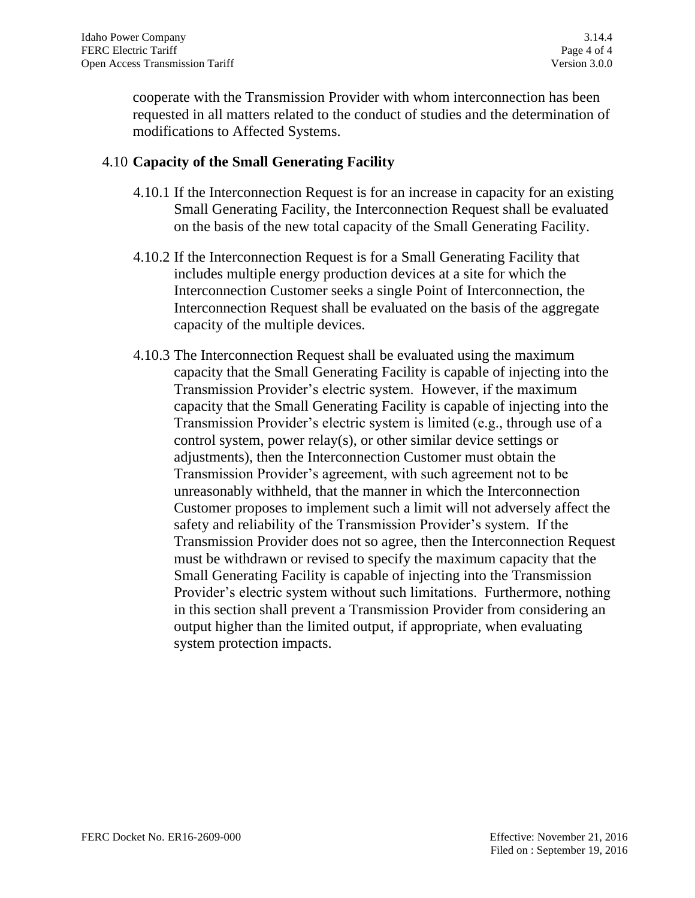cooperate with the Transmission Provider with whom interconnection has been requested in all matters related to the conduct of studies and the determination of modifications to Affected Systems.

4.10 **Capacity of the Small Generating Facility**

4.10.1 If the Interconnection Request is for an increase in capacity for an existing Small Generating Facility, the Interconnection Request shall be evaluated on the basis of the new total capacity of the Small Generating Facility.

4.10.2 If the Interconnection Request is for a Small Generating Facility that includes multiple energy production devices at a site for which the Interconnection Customer seeks a single Point of Interconnection, the Interconnection Request shall be evaluated on the basis of the aggregate capacity of the multiple devices.

4.10.3 The Interconnection Request shall be evaluated using the maximum capacity that the Small Generating Facility is capable of injecting into the Transmission Provider's electric system. However, if the maximum capacity that the Small Generating Facility is capable of injecting into the Transmission Provider's electric system is limited (e.g., through use of a control system, power relay(s), or other similar device settings or adjustments), then the Interconnection Customer must obtain the Transmission Provider's agreement, with such agreement not to be unreasonably withheld, that the manner in which the Interconnection Customer proposes to implement such a limit will not adversely affect the safety and reliability of the Transmission Provider's system. If the Transmission Provider does not so agree, then the Interconnection Request must be withdrawn or revised to specify the maximum capacity that the Small Generating Facility is capable of injecting into the Transmission Provider's electric system without such limitations. Furthermore, nothing in this section shall prevent a Transmission Provider from considering an output higher than the limited output, if appropriate, when evaluating system protection impacts.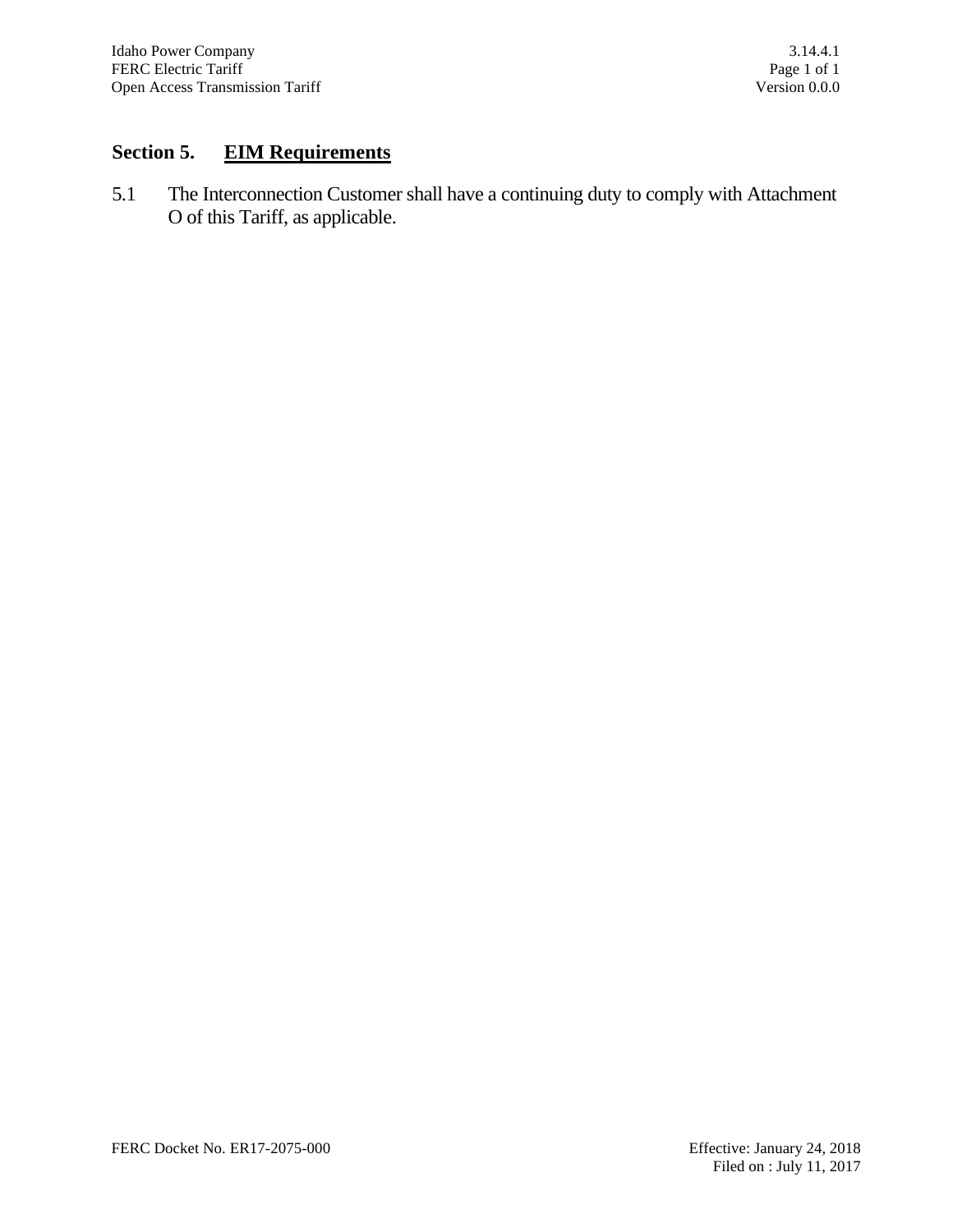## Section 5. EIM Requirements

5.1 The Interconnection Customer shall have a continuing duty to comply with Attachment O of this Tariff, as applicable.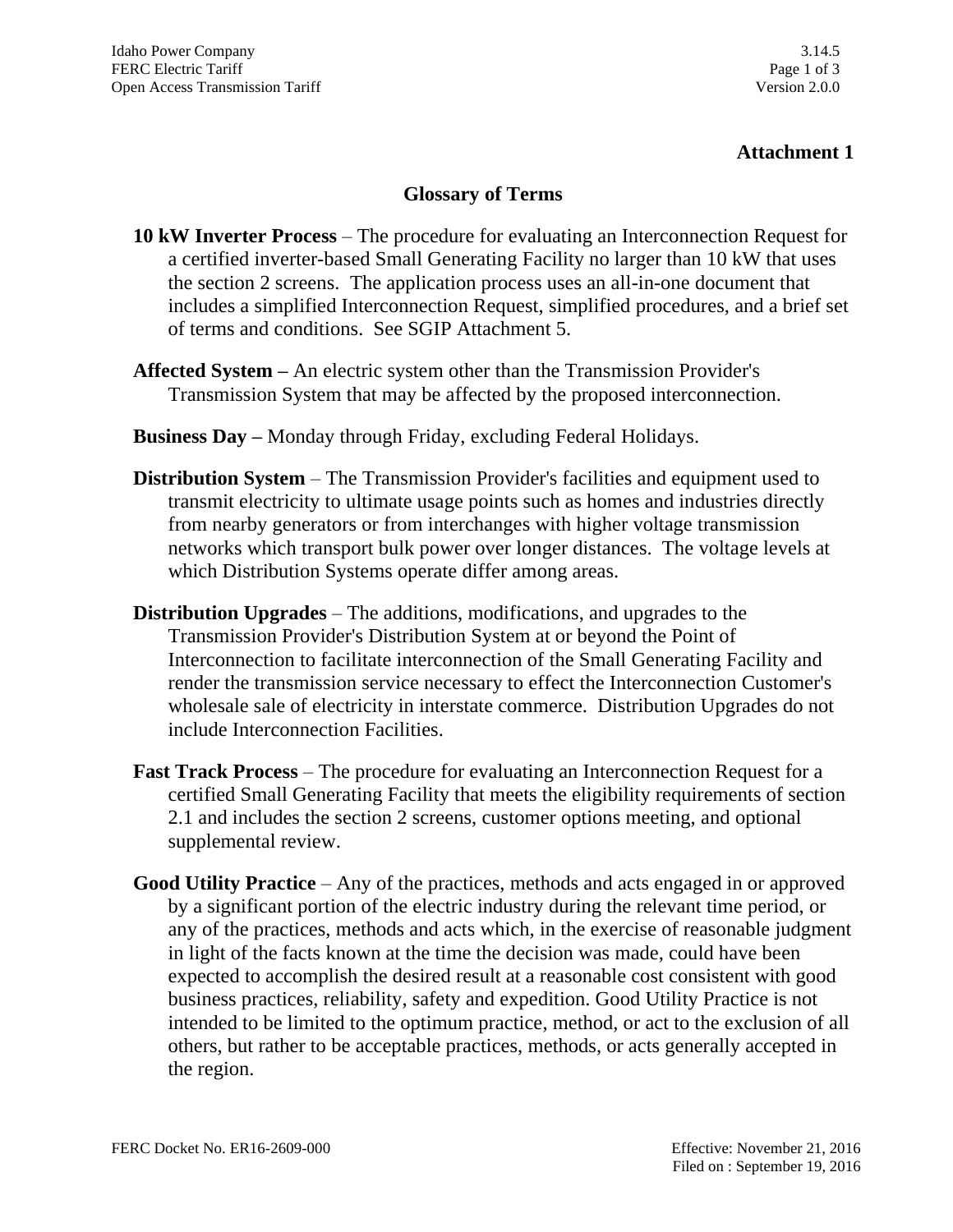**Attachment 1**

## Glossary of Terms

**10 kW Inverter Process** – The procedure for evaluating an Interconnection Request for a certified inverter-based Small Generating Facility no larger than 10 kW that uses the section 2 screens. The application process uses an all-in-one document that includes a simplified Interconnection Request, simplified procedures, and a brief set of terms and conditions. See SGIP Attachment 5.

**Affected System –** An electric system other than the Transmission Provider's Transmission System that may be affected by the proposed interconnection.

**Business Day –** Monday through Friday, excluding Federal Holidays.

**Distribution System** – The Transmission Provider's facilities and equipment used to transmit electricity to ultimate usage points such as homes and industries directly from nearby generators or from interchanges with higher voltage transmission networks which transport bulk power over longer distances. The voltage levels at which Distribution Systems operate differ among areas.

**Distribution Upgrades** – The additions, modifications, and upgrades to the Transmission Provider's Distribution System at or beyond the Point of Interconnection to facilitate interconnection of the Small Generating Facility and render the transmission service necessary to effect the Interconnection Customer's wholesale sale of electricity in interstate commerce. Distribution Upgrades do not include Interconnection Facilities.

**Fast Track Process** – The procedure for evaluating an Interconnection Request for a certified Small Generating Facility that meets the eligibility requirements of section 2.1 and includes the section 2 screens, customer options meeting, and optional supplemental review.

**Good Utility Practice** – Any of the practices, methods and acts engaged in or approved by a significant portion of the electric industry during the relevant time period, or any of the practices, methods and acts which, in the exercise of reasonable judgment in light of the facts known at the time the decision was made, could have been expected to accomplish the desired result at a reasonable cost consistent with good business practices, reliability, safety and expedition. Good Utility Practice is not intended to be limited to the optimum practice, method, or act to the exclusion of all others, but rather to be acceptable practices, methods, or acts generally accepted in the region.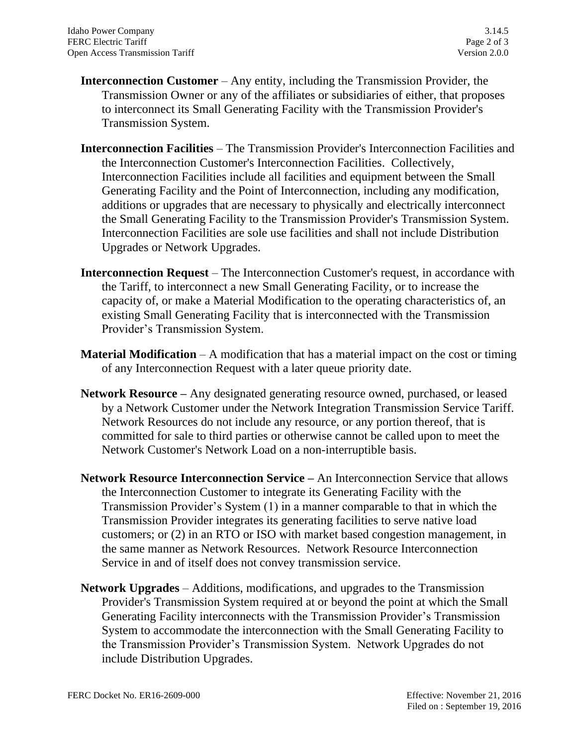**Interconnection Customer** – Any entity, including the Transmission Provider, the Transmission Owner or any of the affiliates or subsidiaries of either, that proposes to interconnect its Small Generating Facility with the Transmission Provider's Transmission System.

**Interconnection Facilities** – The Transmission Provider's Interconnection Facilities and the Interconnection Customer's Interconnection Facilities. Collectively, Interconnection Facilities include all facilities and equipment between the Small Generating Facility and the Point of Interconnection, including any modification, additions or upgrades that are necessary to physically and electrically interconnect the Small Generating Facility to the Transmission Provider's Transmission System. Interconnection Facilities are sole use facilities and shall not include Distribution Upgrades or Network Upgrades.

**Interconnection Request** – The Interconnection Customer's request, in accordance with the Tariff, to interconnect a new Small Generating Facility, or to increase the capacity of, or make a Material Modification to the operating characteristics of, an existing Small Generating Facility that is interconnected with the Transmission Provider's Transmission System.

**Material Modification** – A modification that has a material impact on the cost or timing of any Interconnection Request with a later queue priority date.

**Network Resource –** Any designated generating resource owned, purchased, or leased by a Network Customer under the Network Integration Transmission Service Tariff. Network Resources do not include any resource, or any portion thereof, that is committed for sale to third parties or otherwise cannot be called upon to meet the Network Customer's Network Load on a non-interruptible basis.

**Network Resource Interconnection Service –** An Interconnection Service that allows the Interconnection Customer to integrate its Generating Facility with the Transmission Provider's System (1) in a manner comparable to that in which the Transmission Provider integrates its generating facilities to serve native load customers; or (2) in an RTO or ISO with market based congestion management, in the same manner as Network Resources. Network Resource Interconnection Service in and of itself does not convey transmission service.

**Network Upgrades** – Additions, modifications, and upgrades to the Transmission Provider's Transmission System required at or beyond the point at which the Small Generating Facility interconnects with the Transmission Provider's Transmission System to accommodate the interconnection with the Small Generating Facility to the Transmission Provider's Transmission System. Network Upgrades do not include Distribution Upgrades.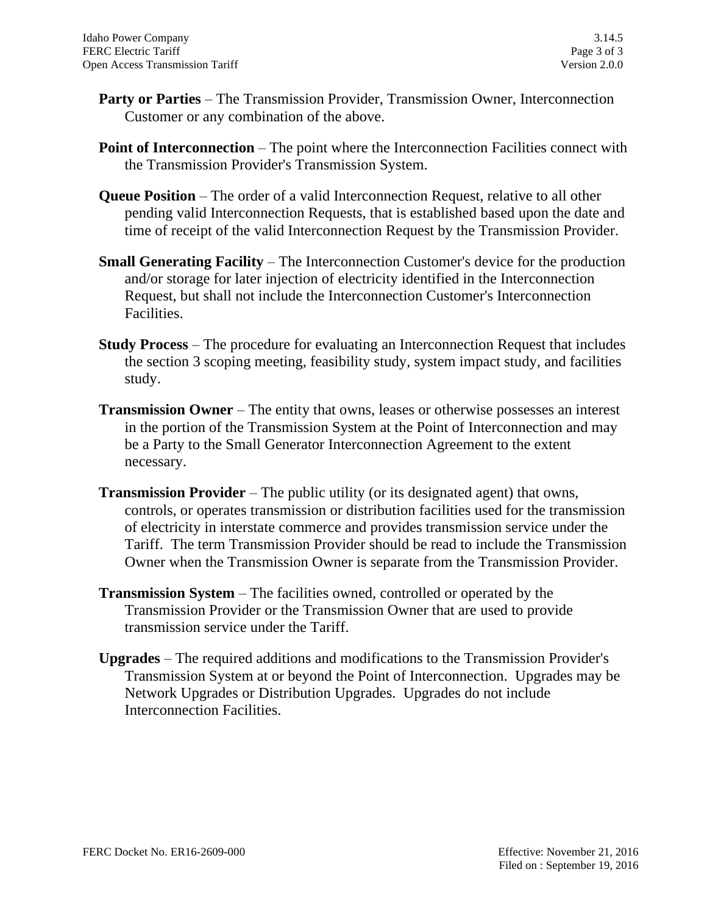**Party or Parties** – The Transmission Provider, Transmission Owner, Interconnection Customer or any combination of the above.

**Point of Interconnection** – The point where the Interconnection Facilities connect with the Transmission Provider's Transmission System.

**Queue Position** – The order of a valid Interconnection Request, relative to all other pending valid Interconnection Requests, that is established based upon the date and time of receipt of the valid Interconnection Request by the Transmission Provider.

**Small Generating Facility** – The Interconnection Customer's device for the production and/or storage for later injection of electricity identified in the Interconnection Request, but shall not include the Interconnection Customer's Interconnection Facilities.

**Study Process** – The procedure for evaluating an Interconnection Request that includes the section 3 scoping meeting, feasibility study, system impact study, and facilities study.

**Transmission Owner** – The entity that owns, leases or otherwise possesses an interest in the portion of the Transmission System at the Point of Interconnection and may be a Party to the Small Generator Interconnection Agreement to the extent necessary.

**Transmission Provider** – The public utility (or its designated agent) that owns, controls, or operates transmission or distribution facilities used for the transmission of electricity in interstate commerce and provides transmission service under the Tariff. The term Transmission Provider should be read to include the Transmission Owner when the Transmission Owner is separate from the Transmission Provider.

**Transmission System** – The facilities owned, controlled or operated by the Transmission Provider or the Transmission Owner that are used to provide transmission service under the Tariff.

**Upgrades** – The required additions and modifications to the Transmission Provider's Transmission System at or beyond the Point of Interconnection. Upgrades may be Network Upgrades or Distribution Upgrades. Upgrades do not include Interconnection Facilities.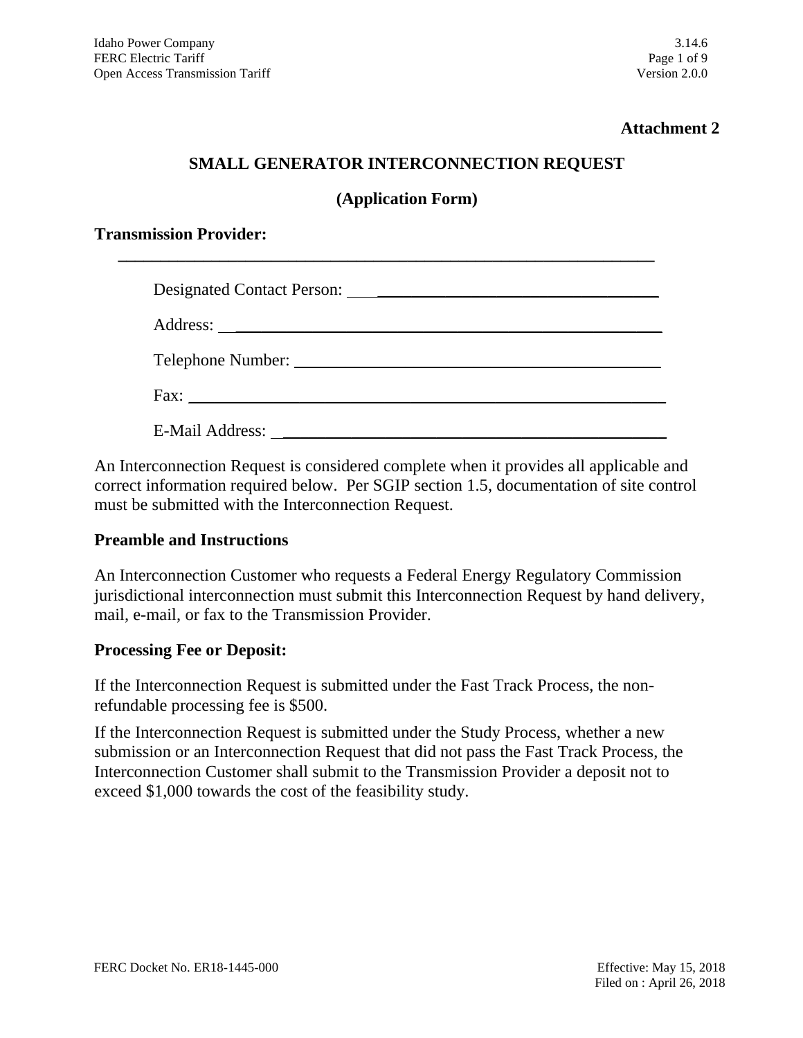**Attachment 2**

# SMALL GENERATOR INTERCONNECTION REQUEST

## (Application Form)

**Transmission Provider:**

________________________________________________________________

Designated Contact Person: ________________________________

Address: ________________________________________________

Telephone Number: ______________________________________

Fax: ____________________________________________________

E-Mail Address: __________________________________________

An Interconnection Request is considered complete when it provides all applicable and correct information required below. Per SGIP section 1.5, documentation of site control must be submitted with the Interconnection Request.

### Preamble and Instructions

An Interconnection Customer who requests a Federal Energy Regulatory Commission jurisdictional interconnection must submit this Interconnection Request by hand delivery, mail, e-mail, or fax to the Transmission Provider.

### Processing Fee or Deposit:

If the Interconnection Request is submitted under the Fast Track Process, the non-refundable processing fee is $500.

If the Interconnection Request is submitted under the Study Process, whether a new submission or an Interconnection Request that did not pass the Fast Track Process, the Interconnection Customer shall submit to the Transmission Provider a deposit not to exceed $1,000 towards the cost of the feasibility study.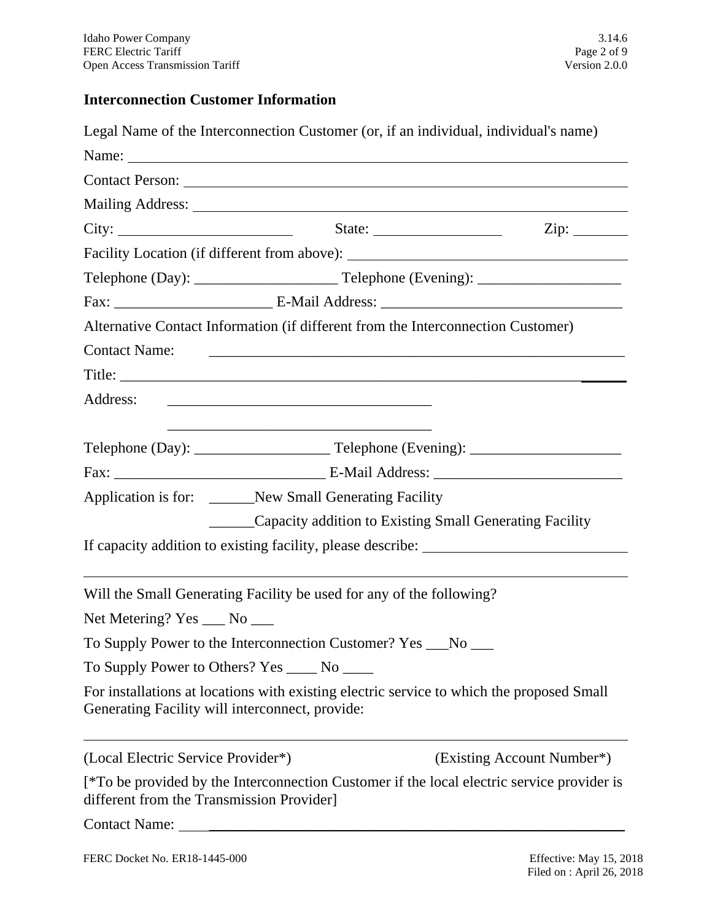## Interconnection Customer Information

Legal Name of the Interconnection Customer (or, if an individual, individual's name)

Name: ____________________________________________________________

Contact Person: ____________________________________________________

Mailing Address: ___________________________________________________

City: ______________________ State: ________________ Zip: _______

Facility Location (if different from above): ___________________________________

Telephone (Day): __________________ Telephone (Evening): __________________

Fax: ____________________ E-Mail Address: _______________________________

Alternative Contact Information (if different from the Interconnection Customer)

Contact Name: _______________________________________________________

Title: ______________________________________________________________

Address: __________________________________

__________________________________

Telephone (Day): __________________ Telephone (Evening): ___________________

Fax: ___________________________ E-Mail Address: ________________________

Application is for: ______New Small Generating Facility

______Capacity addition to Existing Small Generating Facility

If capacity addition to existing facility, please describe: ___________________________

______________________________________________________________________

Will the Small Generating Facility be used for any of the following?

Net Metering? Yes ___ No ___

To Supply Power to the Interconnection Customer? Yes ___No ___

To Supply Power to Others? Yes ____ No ____

For installations at locations with existing electric service to which the proposed Small Generating Facility will interconnect, provide:

______________________________________________________________________

(Local Electric Service Provider*) (Existing Account Number*)

[*To be provided by the Interconnection Customer if the local electric service provider is different from the Transmission Provider]

Contact Name: _______________________________________________________

FERC Docket No. ER18-1445-000 Effective: May 15, 2018 Filed on : April 26, 2018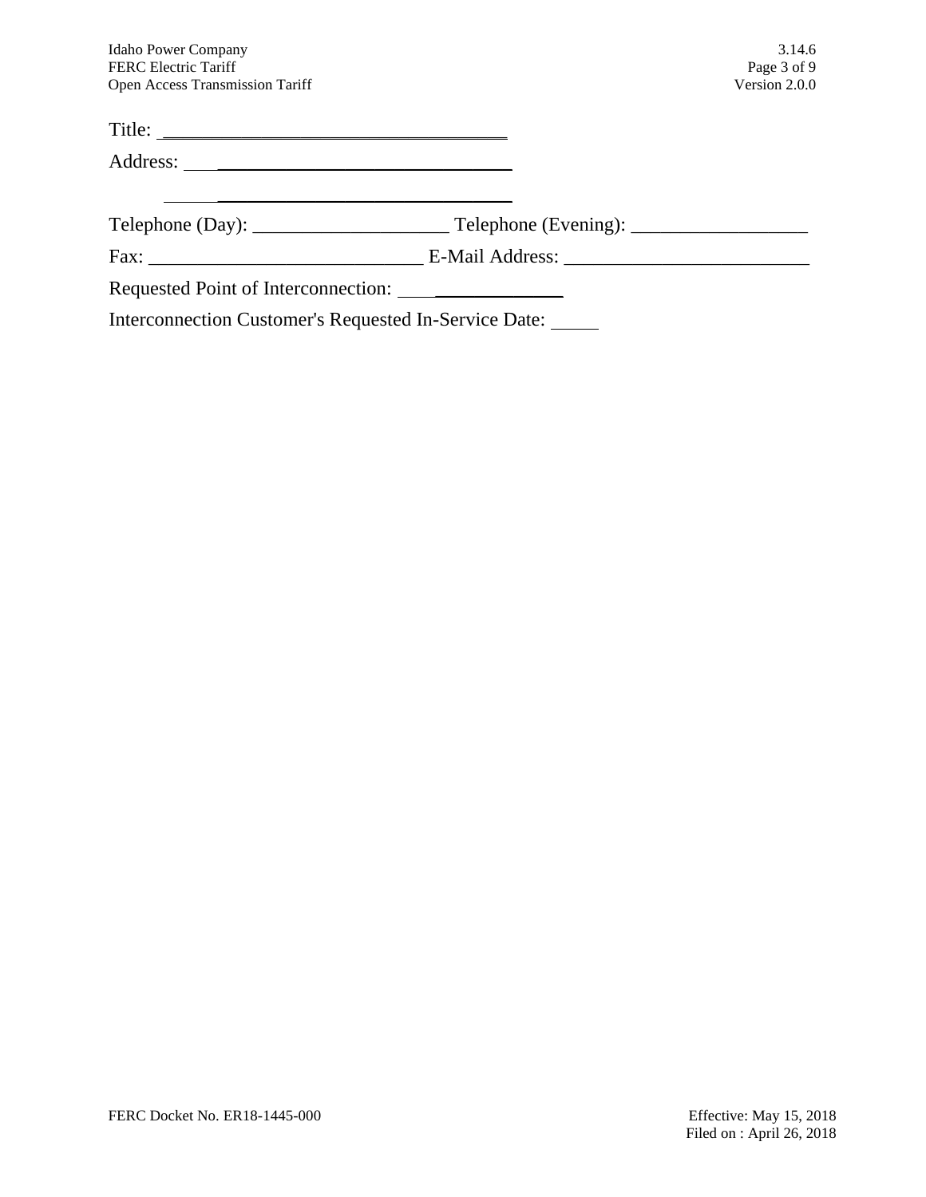Title: ___________________________________

Address: ______________________________

______________________________

Telephone (Day): ____________________ Telephone (Evening): __________________

Fax: ____________________________ E-Mail Address: _________________________

Requested Point of Interconnection: _____________

Interconnection Customer's Requested In-Service Date: _____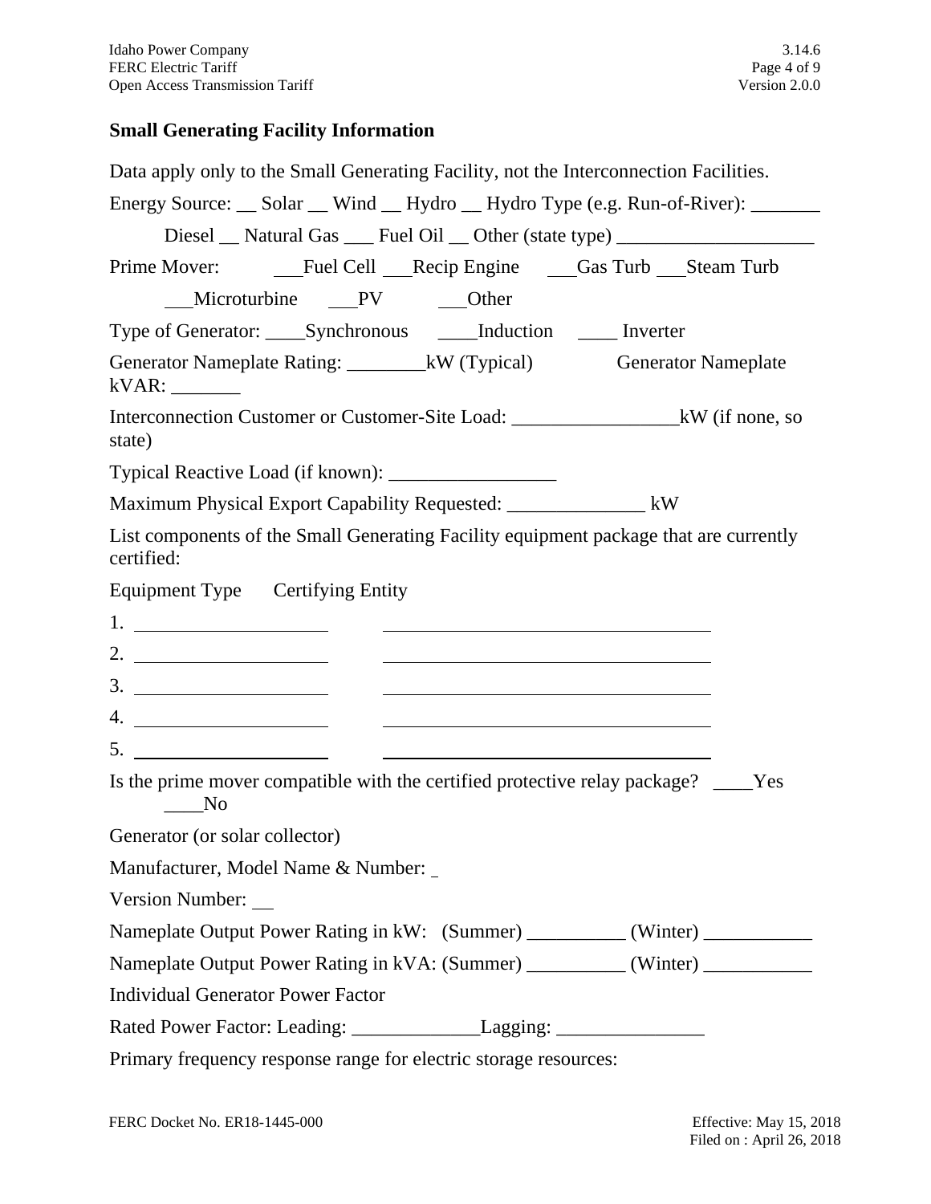## Small Generating Facility Information

Data apply only to the Small Generating Facility, not the Interconnection Facilities.

Energy Source: __ Solar __ Wind __ Hydro __ Hydro Type (e.g. Run-of-River): _______

Diesel __ Natural Gas ___ Fuel Oil __ Other (state type) ____________________

Prime Mover: ___Fuel Cell ___Recip Engine ___Gas Turb ___Steam Turb

___Microturbine ___PV ___Other

Type of Generator: ____Synchronous ____Induction ____ Inverter

Generator Nameplate Rating: ________kW (Typical) Generator Nameplate kVAR: _______

Interconnection Customer or Customer-Site Load: _________________kW (if none, so state)

Typical Reactive Load (if known): _________________

Maximum Physical Export Capability Requested: ______________ kW

List components of the Small Generating Facility equipment package that are currently certified:

| Equipment Type | Certifying Entity |
|---|---|
| 1. | |
| 2. | |
| 3. | |
| 4. | |
| 5. | |

Is the prime mover compatible with the certified protective relay package? ____Yes ____No

Generator (or solar collector)

Manufacturer, Model Name & Number: _

Version Number: __

Nameplate Output Power Rating in kW: (Summer) __________ (Winter) ___________

Nameplate Output Power Rating in kVA: (Summer) __________ (Winter) ___________

Individual Generator Power Factor

Rated Power Factor: Leading: _____________Lagging: _______________

Primary frequency response range for electric storage resources: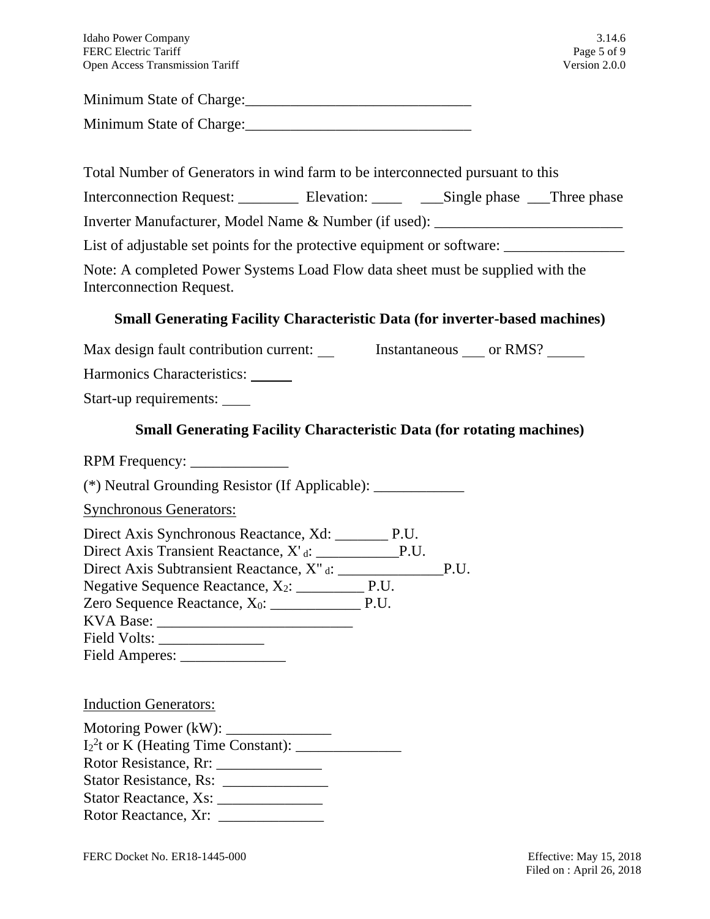Minimum State of Charge:______________________________

Minimum State of Charge:______________________________

Total Number of Generators in wind farm to be interconnected pursuant to this Interconnection Request: ________ Elevation: ____ ___Single phase ___Three phase

Inverter Manufacturer, Model Name & Number (if used): _________________________

List of adjustable set points for the protective equipment or software: ________________

Note: A completed Power Systems Load Flow data sheet must be supplied with the Interconnection Request.

### Small Generating Facility Characteristic Data (for inverter-based machines)

Max design fault contribution current: __ Instantaneous ___ or RMS? _____

Harmonics Characteristics: ______

Start-up requirements: ____

### Small Generating Facility Characteristic Data (for rotating machines)

RPM Frequency: _____________

(*) Neutral Grounding Resistor (If Applicable): ____________

Synchronous Generators:

Direct Axis Synchronous Reactance, Xd: _______ P.U.
Direct Axis Transient Reactance, $X'_d$: ___________P.U.
Direct Axis Subtransient Reactance, $X''_d$: ______________P.U.
Negative Sequence Reactance, $X_2$: _________ P.U.
Zero Sequence Reactance, $X_0$: ____________ P.U.
KVA Base: __________________________
Field Volts: ______________
Field Amperes: ______________

Induction Generators:

Motoring Power (kW): ______________
$I_2^2t$ or K (Heating Time Constant): ______________
Rotor Resistance, Rr: ______________
Stator Resistance, Rs: ______________
Stator Reactance, Xs: ______________
Rotor Reactance, Xr: ______________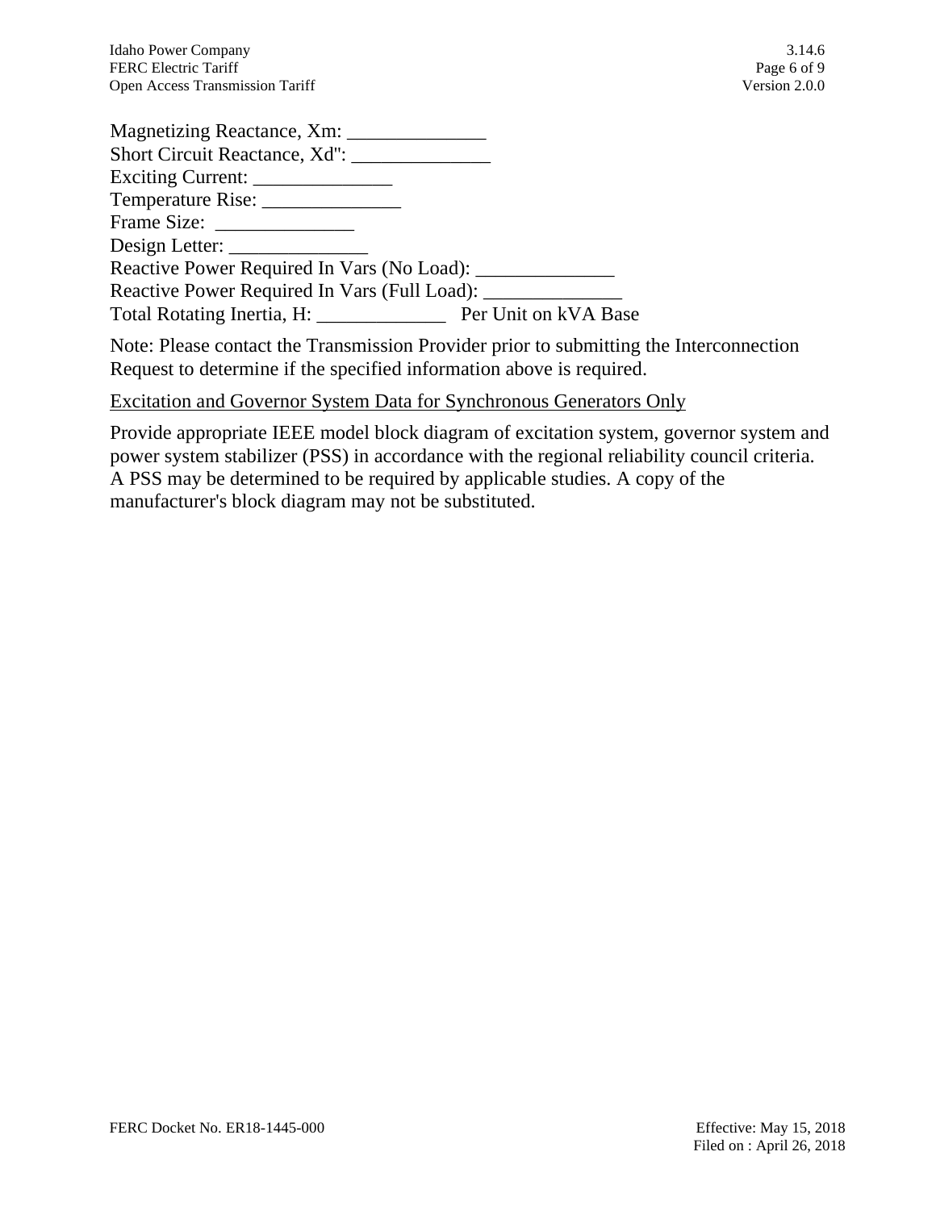Magnetizing Reactance, Xm: ______________
Short Circuit Reactance, Xd'': ______________
Exciting Current: ______________
Temperature Rise: ______________
Frame Size: ______________
Design Letter: ______________
Reactive Power Required In Vars (No Load): ______________
Reactive Power Required In Vars (Full Load): ______________
Total Rotating Inertia, H: _____________ Per Unit on kVA Base

Note: Please contact the Transmission Provider prior to submitting the Interconnection Request to determine if the specified information above is required.

<u>Excitation and Governor System Data for Synchronous Generators Only</u>

Provide appropriate IEEE model block diagram of excitation system, governor system and power system stabilizer (PSS) in accordance with the regional reliability council criteria. A PSS may be determined to be required by applicable studies. A copy of the manufacturer's block diagram may not be substituted.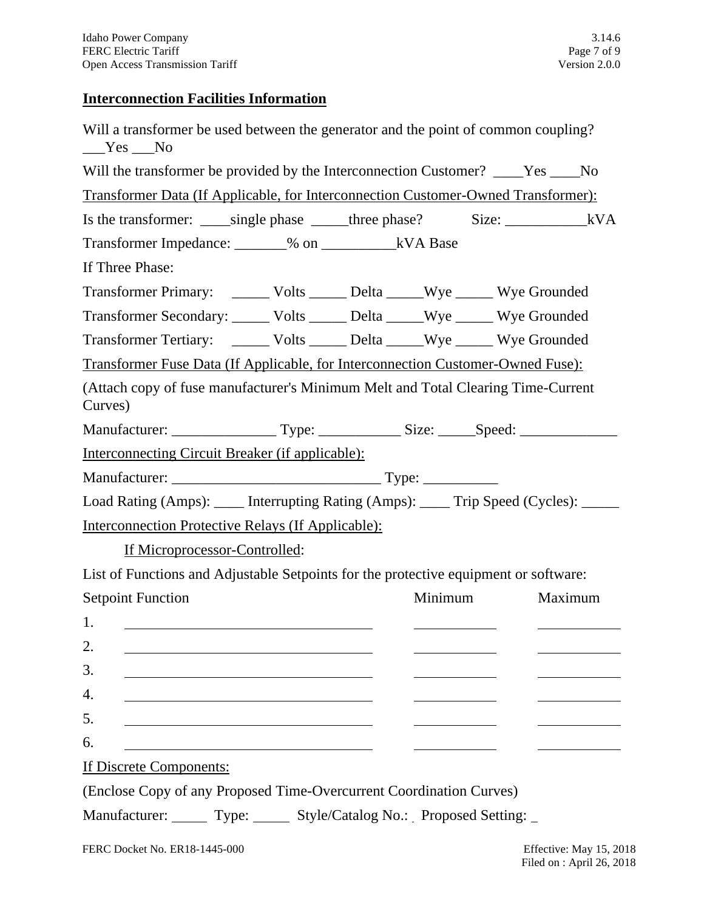## Interconnection Facilities Information

Will a transformer be used between the generator and the point of common coupling? ___Yes ___No

Will the transformer be provided by the Interconnection Customer? ____Yes ____No

Transformer Data (If Applicable, for Interconnection Customer-Owned Transformer):

Is the transformer: ____single phase _____three phase? Size: ___________kVA

Transformer Impedance: _______% on __________kVA Base

If Three Phase:

Transformer Primary: _____ Volts _____ Delta _____Wye _____ Wye Grounded

Transformer Secondary: _____ Volts _____ Delta _____Wye _____ Wye Grounded

Transformer Tertiary: _____ Volts _____ Delta _____Wye _____ Wye Grounded

Transformer Fuse Data (If Applicable, for Interconnection Customer-Owned Fuse):

(Attach copy of fuse manufacturer's Minimum Melt and Total Clearing Time-Current Curves)

Manufacturer: ______________ Type: ___________ Size: _____Speed: _____________

Interconnecting Circuit Breaker (if applicable):

Manufacturer: ____________________________ Type: __________

Load Rating (Amps): ____ Interrupting Rating (Amps): ____ Trip Speed (Cycles): _____

Interconnection Protective Relays (If Applicable):

If Microprocessor-Controlled:

List of Functions and Adjustable Setpoints for the protective equipment or software:

| | Setpoint Function | Minimum | Maximum |
|---|---|---|---|
| 1. | | | |
| 2. | | | |
| 3. | | | |
| 4. | | | |
| 5. | | | |
| 6. | | | |

If Discrete Components:

(Enclose Copy of any Proposed Time-Overcurrent Coordination Curves)

Manufacturer: _____ Type: _____ Style/Catalog No.: _ Proposed Setting: _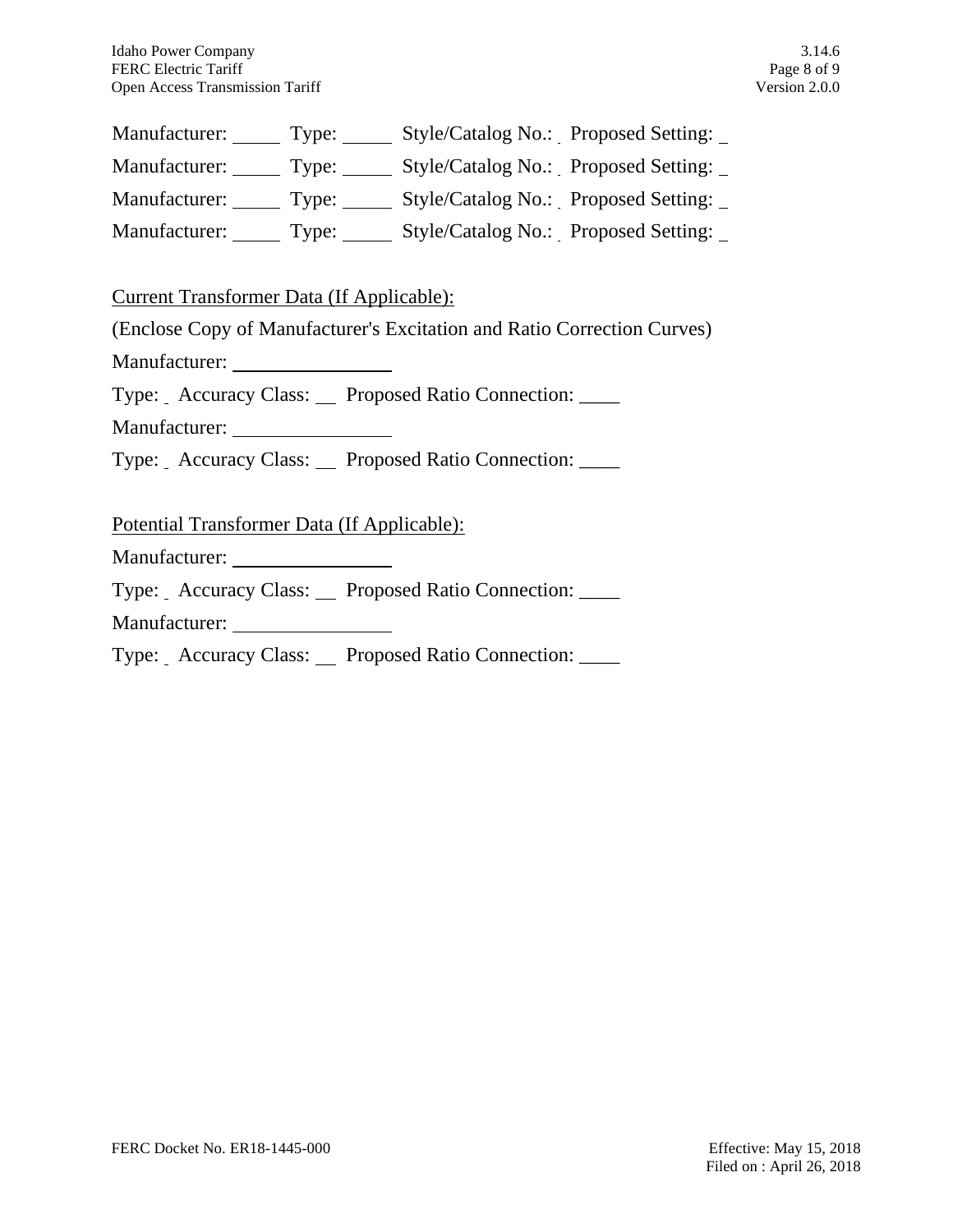Manufacturer: _____ Type: _____ Style/Catalog No.: _ Proposed Setting: _

Manufacturer: _____ Type: _____ Style/Catalog No.: _ Proposed Setting: _

Manufacturer: _____ Type: _____ Style/Catalog No.: _ Proposed Setting: _

Manufacturer: _____ Type: _____ Style/Catalog No.: _ Proposed Setting: _

<u>Current Transformer Data (If Applicable):</u>

(Enclose Copy of Manufacturer's Excitation and Ratio Correction Curves)

Manufacturer: ________________

Type: _ Accuracy Class: __ Proposed Ratio Connection: ____

Manufacturer: ________________

Type: _ Accuracy Class: __ Proposed Ratio Connection: ____

<u>Potential Transformer Data (If Applicable):</u>

Manufacturer: ________________

Type: _ Accuracy Class: __ Proposed Ratio Connection: ____

Manufacturer: ________________

Type: _ Accuracy Class: __ Proposed Ratio Connection: ____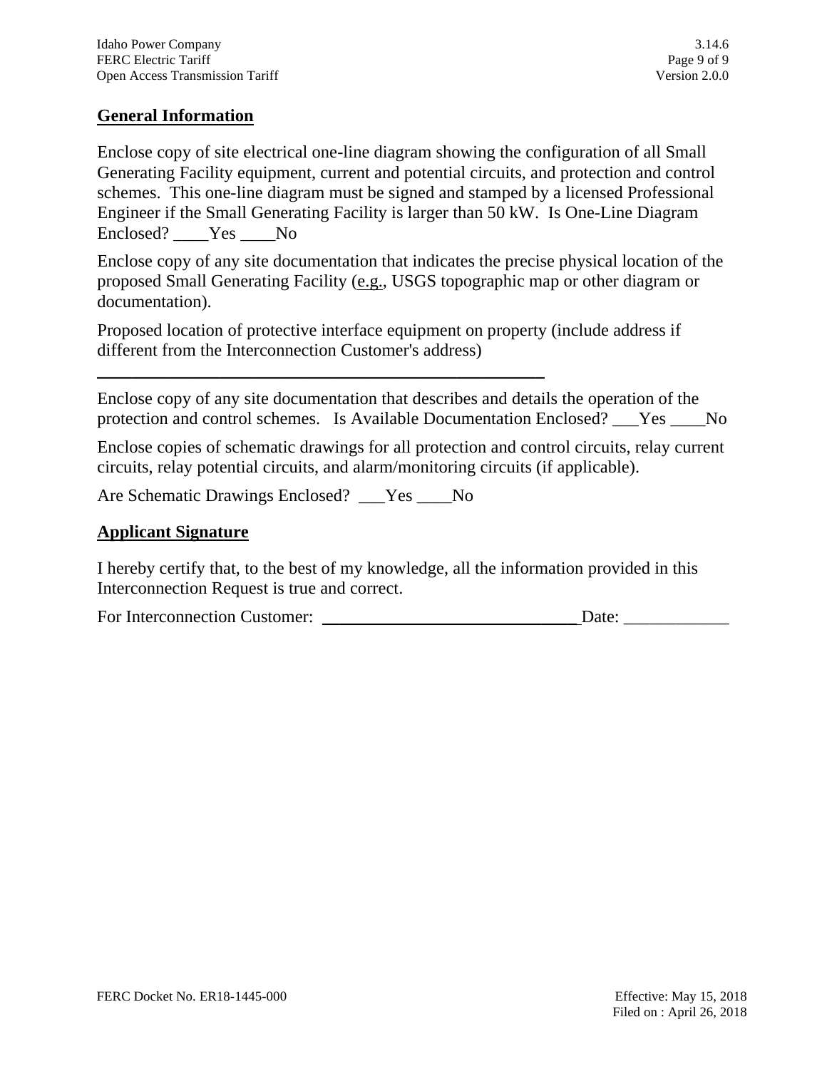## General Information

Enclose copy of site electrical one-line diagram showing the configuration of all Small Generating Facility equipment, current and potential circuits, and protection and control schemes. This one-line diagram must be signed and stamped by a licensed Professional Engineer if the Small Generating Facility is larger than 50 kW. Is One-Line Diagram Enclosed? ____Yes ____No

Enclose copy of any site documentation that indicates the precise physical location of the proposed Small Generating Facility (e.g., USGS topographic map or other diagram or documentation).

Proposed location of protective interface equipment on property (include address if different from the Interconnection Customer's address)

_______________________________________________________

Enclose copy of any site documentation that describes and details the operation of the protection and control schemes. Is Available Documentation Enclosed? ___Yes ____No

Enclose copies of schematic drawings for all protection and control circuits, relay current circuits, relay potential circuits, and alarm/monitoring circuits (if applicable).

Are Schematic Drawings Enclosed? ___Yes ____No

## Applicant Signature

I hereby certify that, to the best of my knowledge, all the information provided in this Interconnection Request is true and correct.

For Interconnection Customer: ______________________________ Date: ____________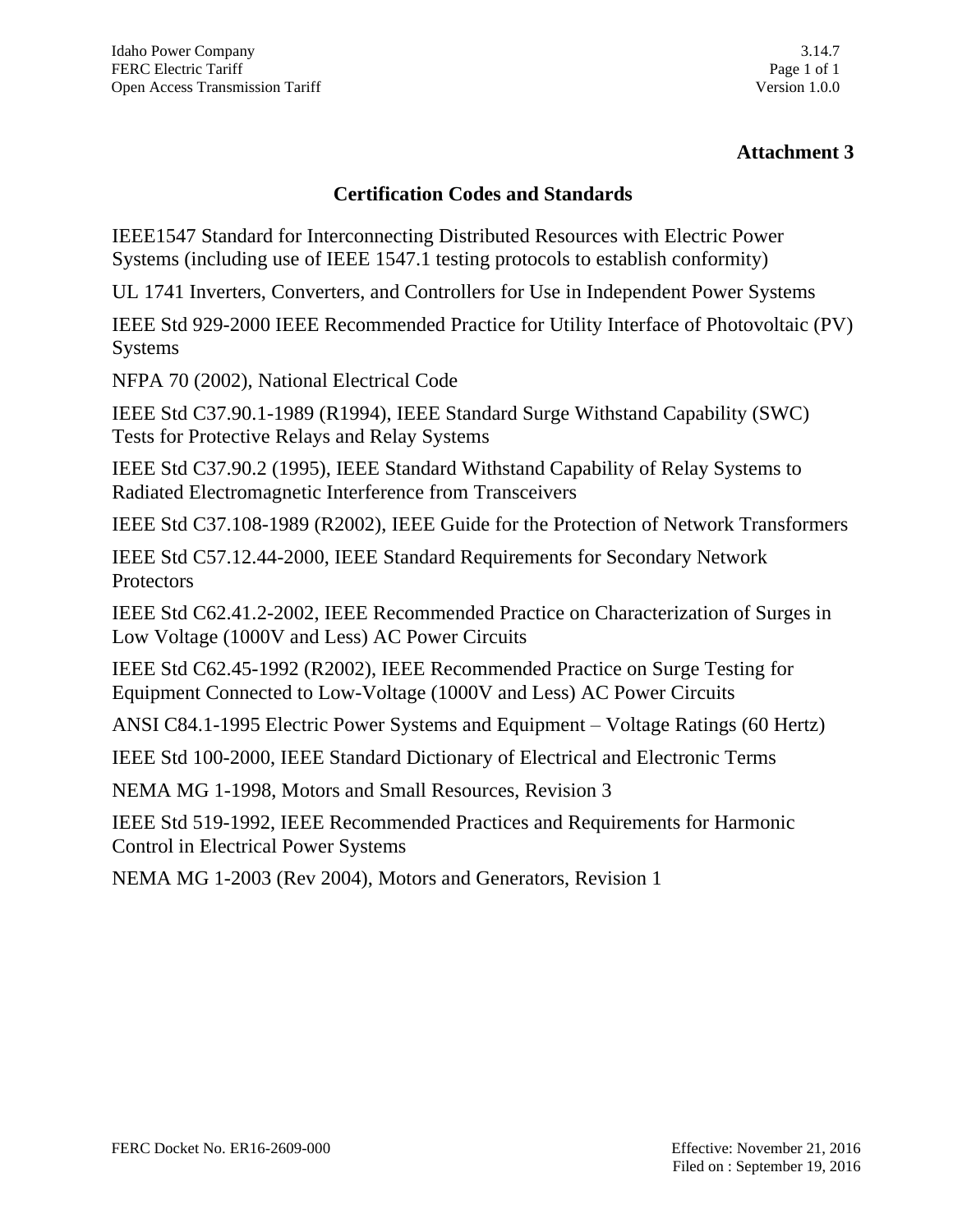**Attachment 3**

## Certification Codes and Standards

IEEE1547 Standard for Interconnecting Distributed Resources with Electric Power Systems (including use of IEEE 1547.1 testing protocols to establish conformity)

UL 1741 Inverters, Converters, and Controllers for Use in Independent Power Systems

IEEE Std 929-2000 IEEE Recommended Practice for Utility Interface of Photovoltaic (PV) Systems

NFPA 70 (2002), National Electrical Code

IEEE Std C37.90.1-1989 (R1994), IEEE Standard Surge Withstand Capability (SWC) Tests for Protective Relays and Relay Systems

IEEE Std C37.90.2 (1995), IEEE Standard Withstand Capability of Relay Systems to Radiated Electromagnetic Interference from Transceivers

IEEE Std C37.108-1989 (R2002), IEEE Guide for the Protection of Network Transformers

IEEE Std C57.12.44-2000, IEEE Standard Requirements for Secondary Network Protectors

IEEE Std C62.41.2-2002, IEEE Recommended Practice on Characterization of Surges in Low Voltage (1000V and Less) AC Power Circuits

IEEE Std C62.45-1992 (R2002), IEEE Recommended Practice on Surge Testing for Equipment Connected to Low-Voltage (1000V and Less) AC Power Circuits

ANSI C84.1-1995 Electric Power Systems and Equipment – Voltage Ratings (60 Hertz)

IEEE Std 100-2000, IEEE Standard Dictionary of Electrical and Electronic Terms

NEMA MG 1-1998, Motors and Small Resources, Revision 3

IEEE Std 519-1992, IEEE Recommended Practices and Requirements for Harmonic Control in Electrical Power Systems

NEMA MG 1-2003 (Rev 2004), Motors and Generators, Revision 1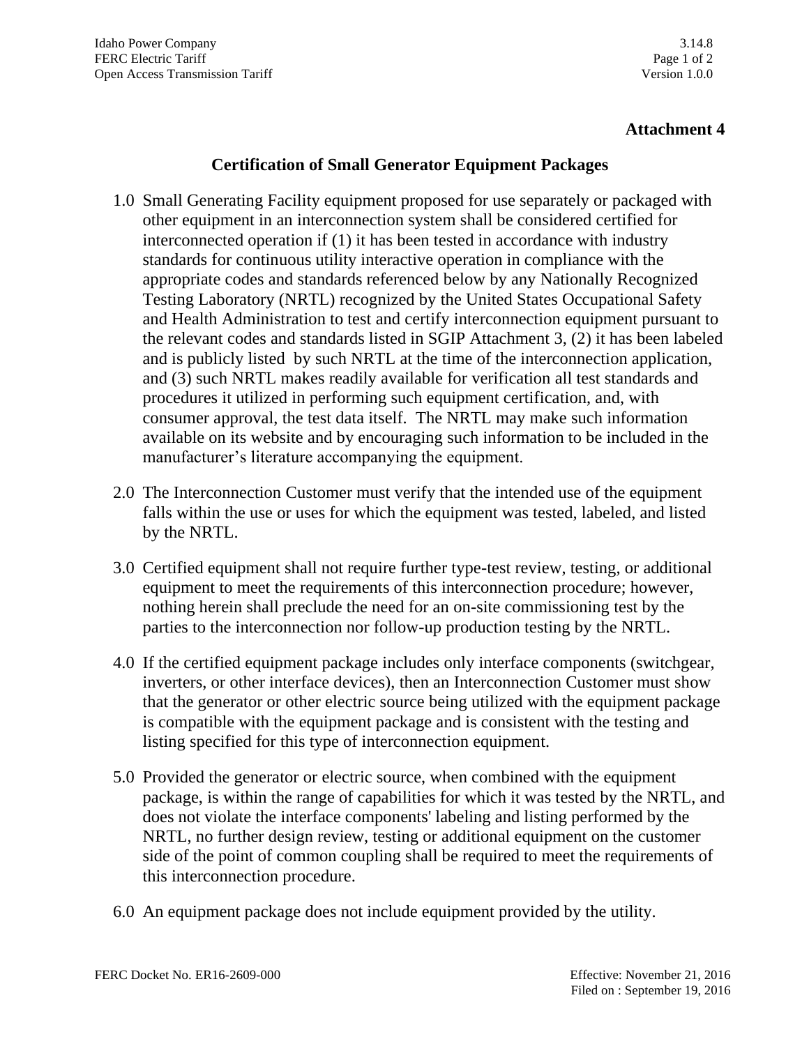**Attachment 4**

## Certification of Small Generator Equipment Packages

1.0 Small Generating Facility equipment proposed for use separately or packaged with other equipment in an interconnection system shall be considered certified for interconnected operation if (1) it has been tested in accordance with industry standards for continuous utility interactive operation in compliance with the appropriate codes and standards referenced below by any Nationally Recognized Testing Laboratory (NRTL) recognized by the United States Occupational Safety and Health Administration to test and certify interconnection equipment pursuant to the relevant codes and standards listed in SGIP Attachment 3, (2) it has been labeled and is publicly listed by such NRTL at the time of the interconnection application, and (3) such NRTL makes readily available for verification all test standards and procedures it utilized in performing such equipment certification, and, with consumer approval, the test data itself. The NRTL may make such information available on its website and by encouraging such information to be included in the manufacturer's literature accompanying the equipment.

2.0 The Interconnection Customer must verify that the intended use of the equipment falls within the use or uses for which the equipment was tested, labeled, and listed by the NRTL.

3.0 Certified equipment shall not require further type-test review, testing, or additional equipment to meet the requirements of this interconnection procedure; however, nothing herein shall preclude the need for an on-site commissioning test by the parties to the interconnection nor follow-up production testing by the NRTL.

4.0 If the certified equipment package includes only interface components (switchgear, inverters, or other interface devices), then an Interconnection Customer must show that the generator or other electric source being utilized with the equipment package is compatible with the equipment package and is consistent with the testing and listing specified for this type of interconnection equipment.

5.0 Provided the generator or electric source, when combined with the equipment package, is within the range of capabilities for which it was tested by the NRTL, and does not violate the interface components' labeling and listing performed by the NRTL, no further design review, testing or additional equipment on the customer side of the point of common coupling shall be required to meet the requirements of this interconnection procedure.

6.0 An equipment package does not include equipment provided by the utility.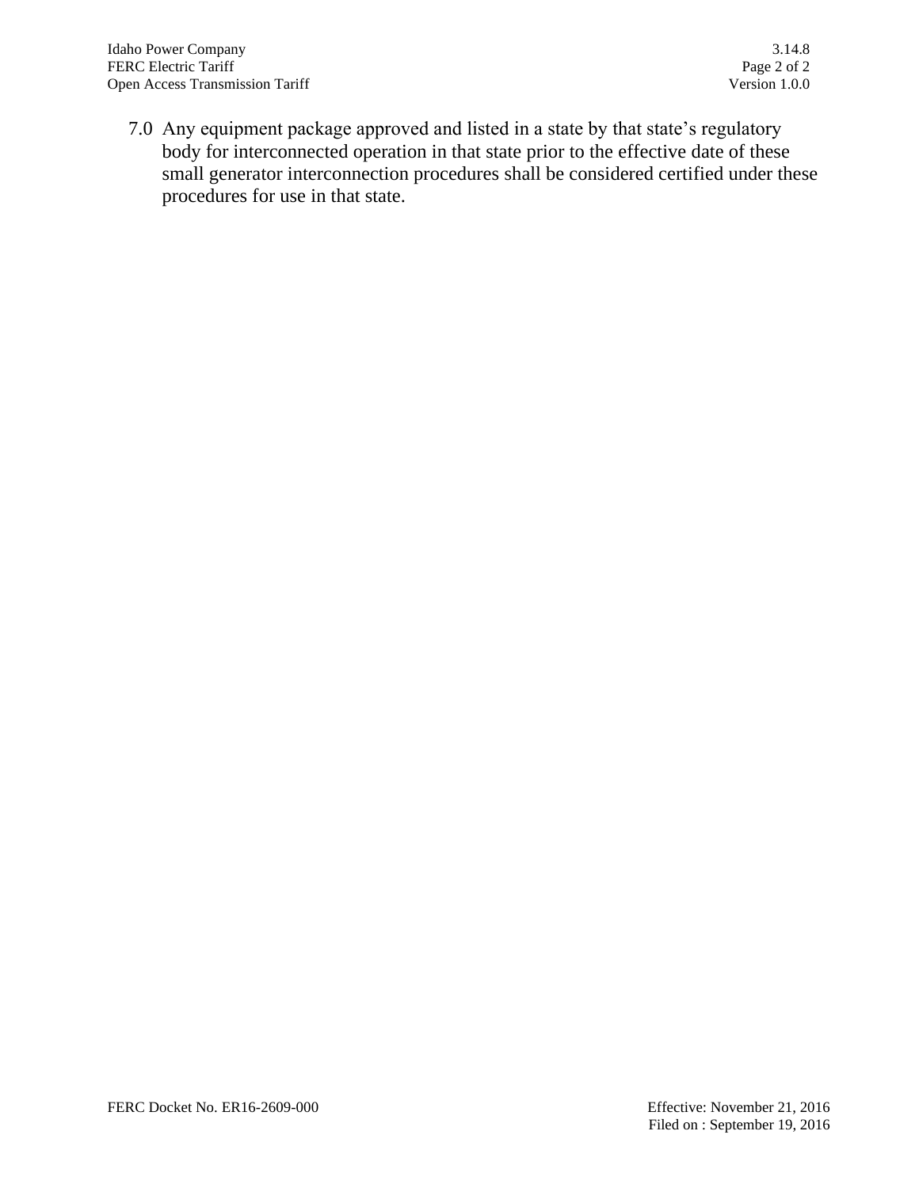7.0 Any equipment package approved and listed in a state by that state's regulatory body for interconnected operation in that state prior to the effective date of these small generator interconnection procedures shall be considered certified under these procedures for use in that state.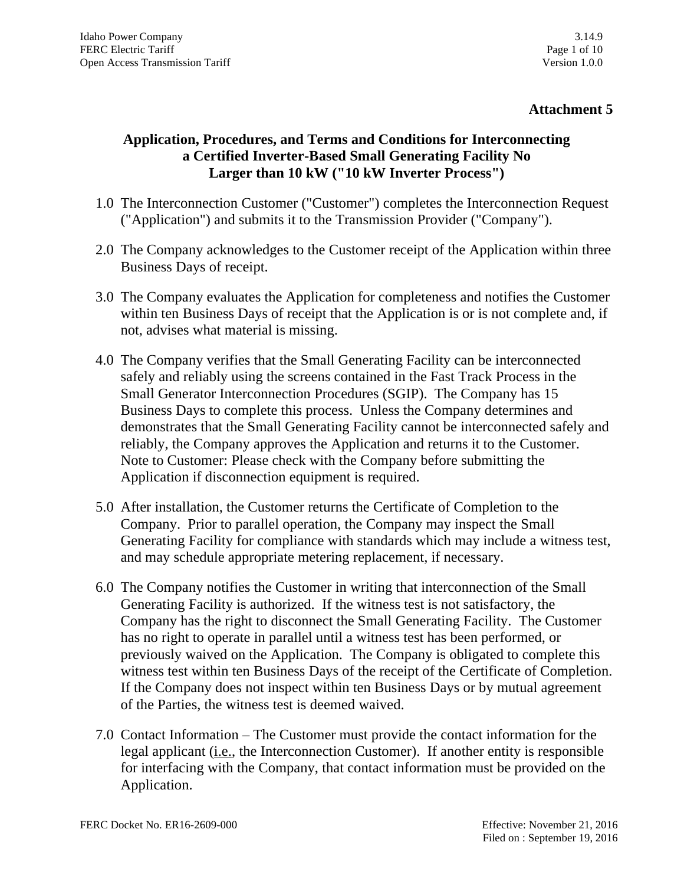**Attachment 5**

## Application, Procedures, and Terms and Conditions for Interconnecting a Certified Inverter-Based Small Generating Facility No Larger than 10 kW ("10 kW Inverter Process")

1.0 The Interconnection Customer ("Customer") completes the Interconnection Request ("Application") and submits it to the Transmission Provider ("Company").

2.0 The Company acknowledges to the Customer receipt of the Application within three Business Days of receipt.

3.0 The Company evaluates the Application for completeness and notifies the Customer within ten Business Days of receipt that the Application is or is not complete and, if not, advises what material is missing.

4.0 The Company verifies that the Small Generating Facility can be interconnected safely and reliably using the screens contained in the Fast Track Process in the Small Generator Interconnection Procedures (SGIP). The Company has 15 Business Days to complete this process. Unless the Company determines and demonstrates that the Small Generating Facility cannot be interconnected safely and reliably, the Company approves the Application and returns it to the Customer. Note to Customer: Please check with the Company before submitting the Application if disconnection equipment is required.

5.0 After installation, the Customer returns the Certificate of Completion to the Company. Prior to parallel operation, the Company may inspect the Small Generating Facility for compliance with standards which may include a witness test, and may schedule appropriate metering replacement, if necessary.

6.0 The Company notifies the Customer in writing that interconnection of the Small Generating Facility is authorized. If the witness test is not satisfactory, the Company has the right to disconnect the Small Generating Facility. The Customer has no right to operate in parallel until a witness test has been performed, or previously waived on the Application. The Company is obligated to complete this witness test within ten Business Days of the receipt of the Certificate of Completion. If the Company does not inspect within ten Business Days or by mutual agreement of the Parties, the witness test is deemed waived.

7.0 Contact Information – The Customer must provide the contact information for the legal applicant (i.e., the Interconnection Customer). If another entity is responsible for interfacing with the Company, that contact information must be provided on the Application.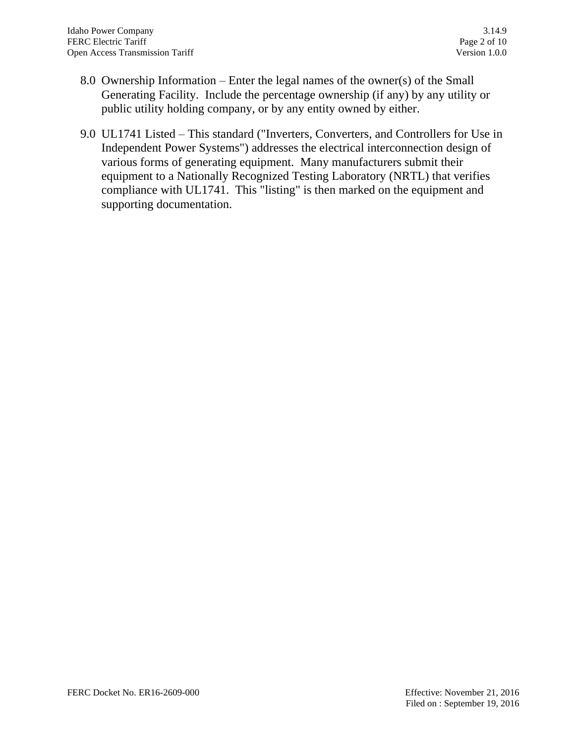8.0 Ownership Information – Enter the legal names of the owner(s) of the Small Generating Facility. Include the percentage ownership (if any) by any utility or public utility holding company, or by any entity owned by either.

9.0 UL1741 Listed – This standard ("Inverters, Converters, and Controllers for Use in Independent Power Systems") addresses the electrical interconnection design of various forms of generating equipment. Many manufacturers submit their equipment to a Nationally Recognized Testing Laboratory (NRTL) that verifies compliance with UL1741. This "listing" is then marked on the equipment and supporting documentation.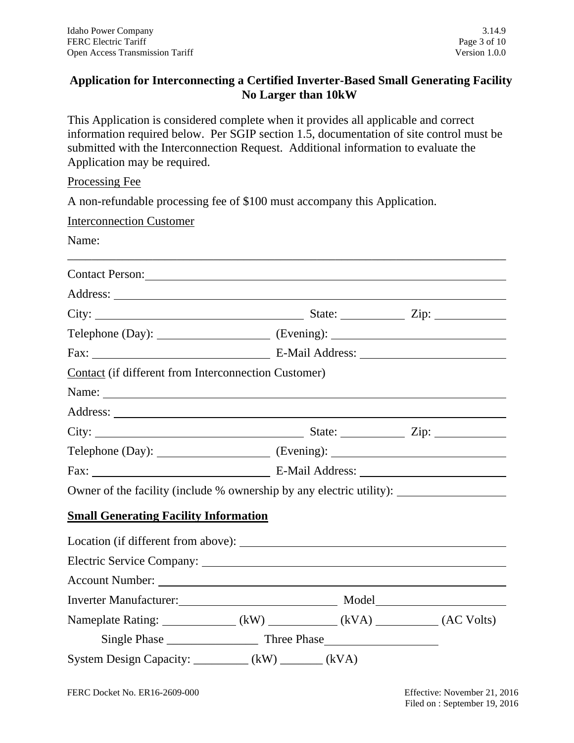## Application for Interconnecting a Certified Inverter-Based Small Generating Facility No Larger than 10kW

This Application is considered complete when it provides all applicable and correct information required below. Per SGIP section 1.5, documentation of site control must be submitted with the Interconnection Request. Additional information to evaluate the Application may be required.

Processing Fee

A non-refundable processing fee of $100 must accompany this Application.

Interconnection Customer

Name: ____________________________________________________________

Contact Person: ______________________________________________________

Address: ____________________________________________________________

City: ______________________________ State: __________ Zip: ___________

Telephone (Day): ________________ (Evening): __________________________

Fax: __________________________ E-Mail Address: ______________________

Contact (if different from Interconnection Customer)

Name: ____________________________________________________________

Address: ____________________________________________________________

City: ______________________________ State: __________ Zip: ___________

Telephone (Day): ________________ (Evening): __________________________

Fax: __________________________ E-Mail Address: ______________________

Owner of the facility (include % ownership by any electric utility): _______________

**Small Generating Facility Information**

Location (if different from above): ____________________________________

Electric Service Company: ___________________________________________

Account Number: _________________________________________________

Inverter Manufacturer: _________________________ Model ___________________

Nameplate Rating: ___________ (kW) __________ (kVA) _________ (AC Volts)

Single Phase ______________ Three Phase_________________

System Design Capacity: ________ (kW) ______ (kVA)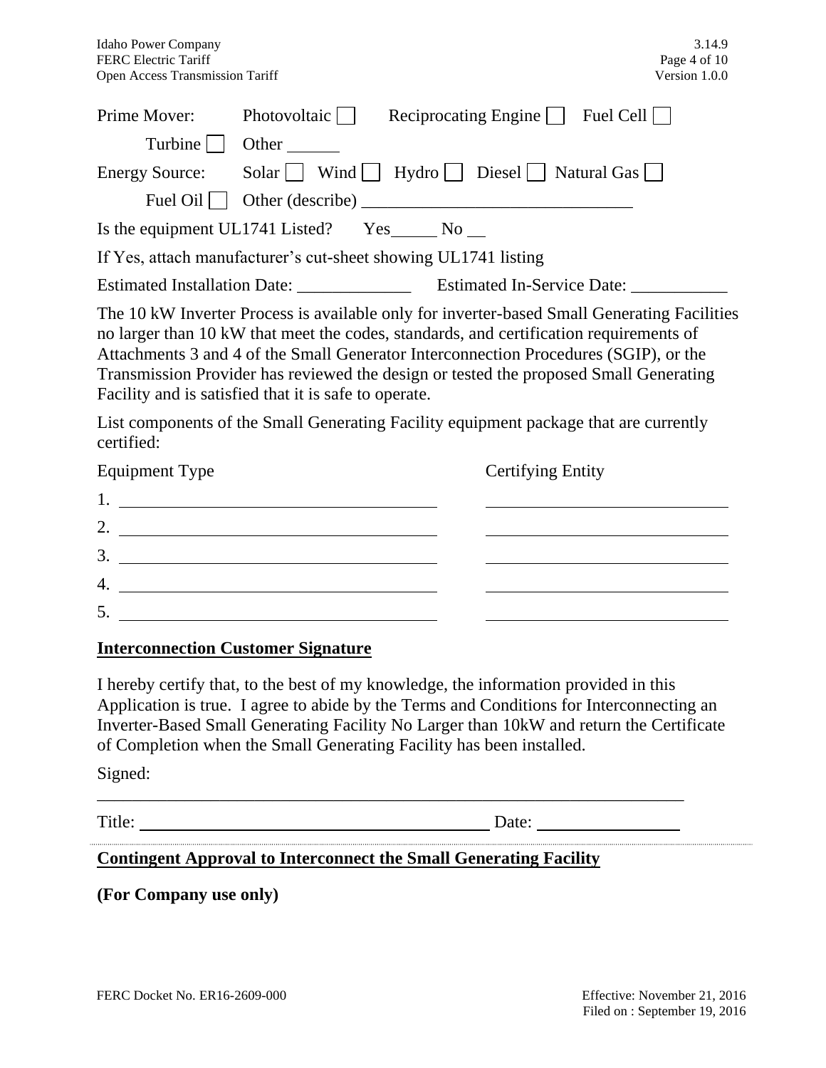Prime Mover: Photovoltaic ☐ Reciprocating Engine ☐ Fuel Cell ☐

Turbine ☐ Other ______

Energy Source: Solar ☐ Wind ☐ Hydro ☐ Diesel ☐ Natural Gas ☐

Fuel Oil ☐ Other (describe) ______________________________

Is the equipment UL1741 Listed? Yes_____ No __

If Yes, attach manufacturer's cut-sheet showing UL1741 listing

Estimated Installation Date: _____________ Estimated In-Service Date: ___________

The 10 kW Inverter Process is available only for inverter-based Small Generating Facilities no larger than 10 kW that meet the codes, standards, and certification requirements of Attachments 3 and 4 of the Small Generator Interconnection Procedures (SGIP), or the Transmission Provider has reviewed the design or tested the proposed Small Generating Facility and is satisfied that it is safe to operate.

List components of the Small Generating Facility equipment package that are currently certified:

| Equipment Type | Certifying Entity |
|---|---|
| 1. ______________________________ | ______________________________ |
| 2. ______________________________ | ______________________________ |
| 3. ______________________________ | ______________________________ |
| 4. ______________________________ | ______________________________ |
| 5. ______________________________ | ______________________________ |

**Interconnection Customer Signature**

I hereby certify that, to the best of my knowledge, the information provided in this Application is true. I agree to abide by the Terms and Conditions for Interconnecting an Inverter-Based Small Generating Facility No Larger than 10kW and return the Certificate of Completion when the Small Generating Facility has been installed.

Signed:

_________________________________________________________________

Title: ________________________________________ Date: ________________

**Contingent Approval to Interconnect the Small Generating Facility**

**(For Company use only)**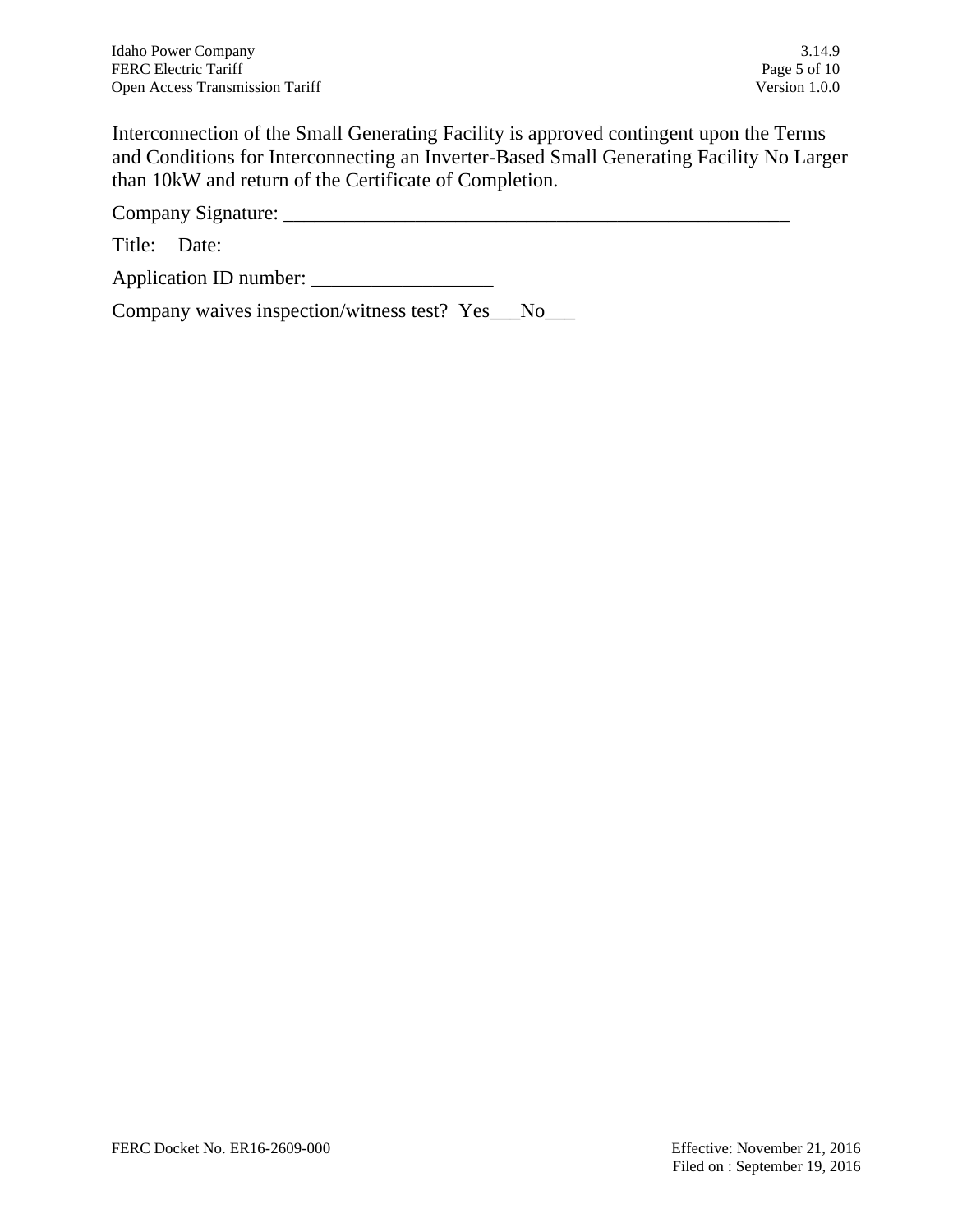Interconnection of the Small Generating Facility is approved contingent upon the Terms and Conditions for Interconnecting an Inverter-Based Small Generating Facility No Larger than 10kW and return of the Certificate of Completion.

Company Signature: ______________________________________________________

Title: _ Date: _____

Application ID number: __________________

Company waives inspection/witness test? Yes___No___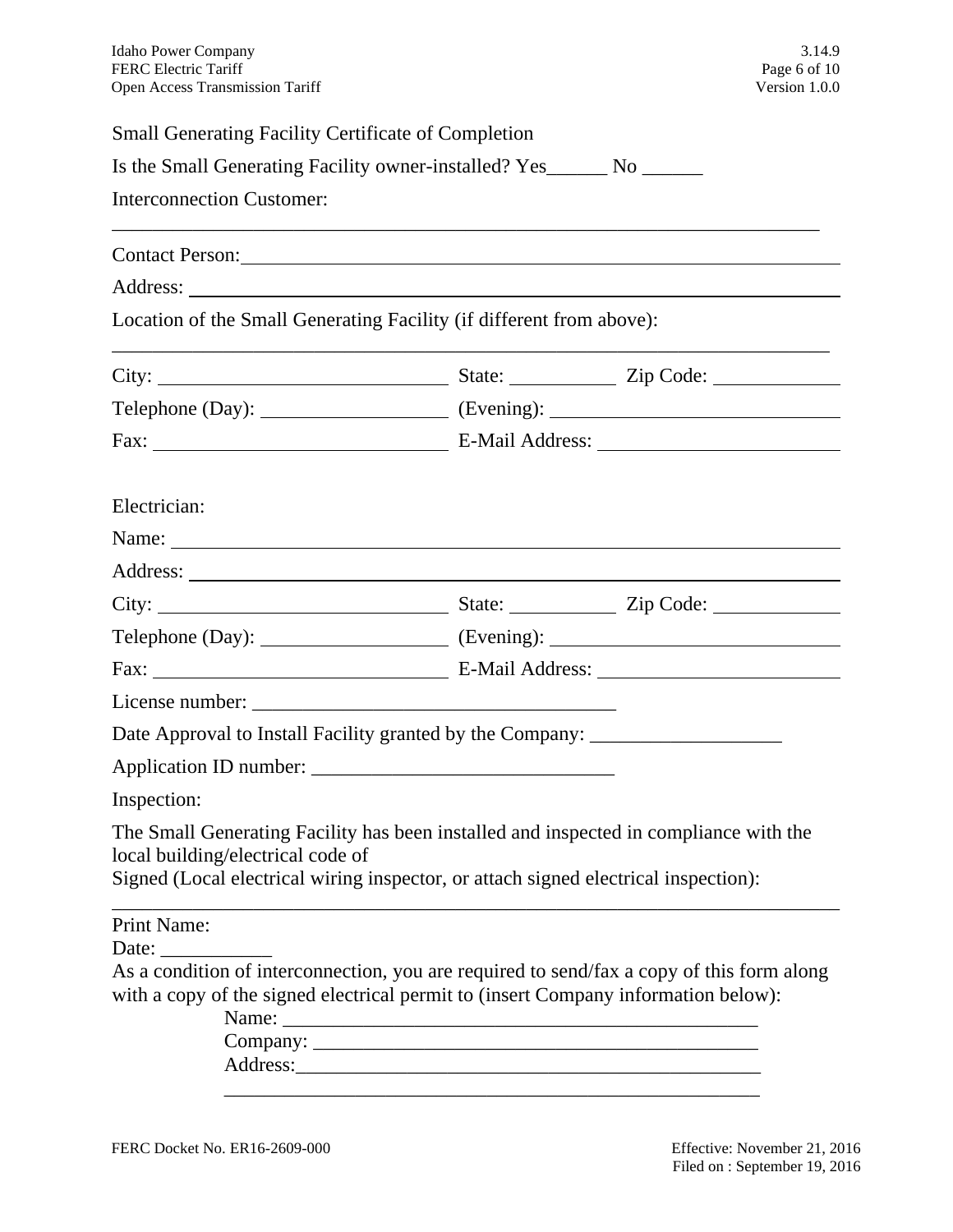Small Generating Facility Certificate of Completion

Is the Small Generating Facility owner-installed? Yes______ No ______

Interconnection Customer:

______________________________________________________________________

Contact Person: ______________________________________________________

Address: ____________________________________________________________

Location of the Small Generating Facility (if different from above):

______________________________________________________________________

City: ____________________________ State: __________ Zip Code: ____________

Telephone (Day): __________________ (Evening): ____________________________

Fax: ____________________________ E-Mail Address: ______________________

Electrician:

Name: ______________________________________________________________

Address: ____________________________________________________________

City: ____________________________ State: __________ Zip Code: ____________

Telephone (Day): __________________ (Evening): ____________________________

Fax: ____________________________ E-Mail Address: ______________________

License number: ___________________________________

Date Approval to Install Facility granted by the Company: __________________

Application ID number: _____________________________

Inspection:

The Small Generating Facility has been installed and inspected in compliance with the local building/electrical code of
Signed (Local electrical wiring inspector, or attach signed electrical inspection):

______________________________________________________________________

Print Name:

Date: ___________

As a condition of interconnection, you are required to send/fax a copy of this form along with a copy of the signed electrical permit to (insert Company information below):

Name: ________________________________________________

Company: _____________________________________________

Address:______________________________________________

______________________________________________________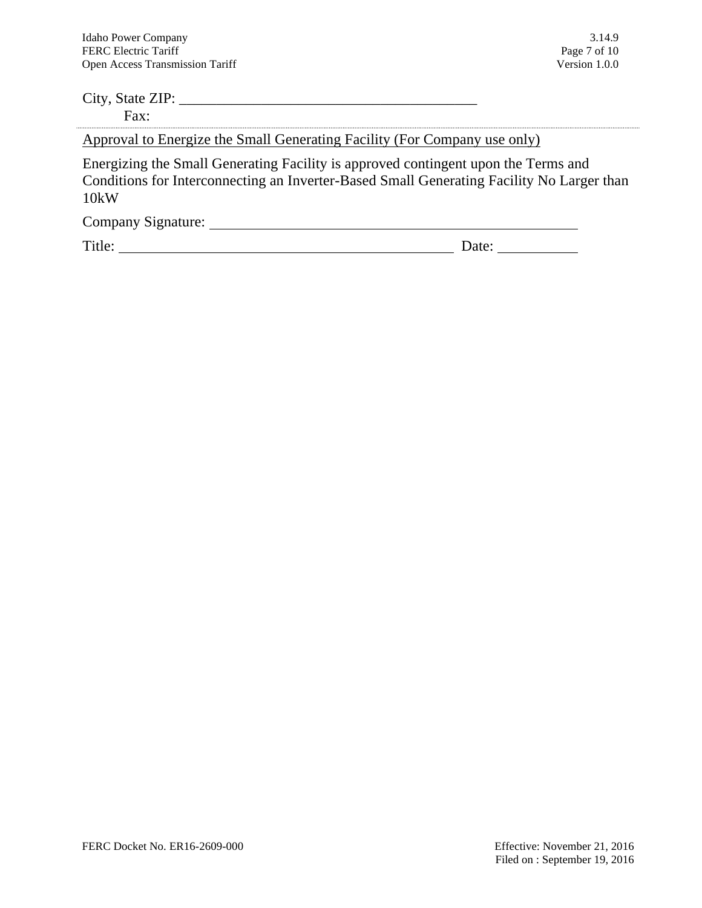City, State ZIP: ________________________________________

Fax:

---

Approval to Energize the Small Generating Facility (For Company use only)

Energizing the Small Generating Facility is approved contingent upon the Terms and Conditions for Interconnecting an Inverter-Based Small Generating Facility No Larger than 10kW

Company Signature: ______________________________________________________

Title: ________________________________________________ Date: ___________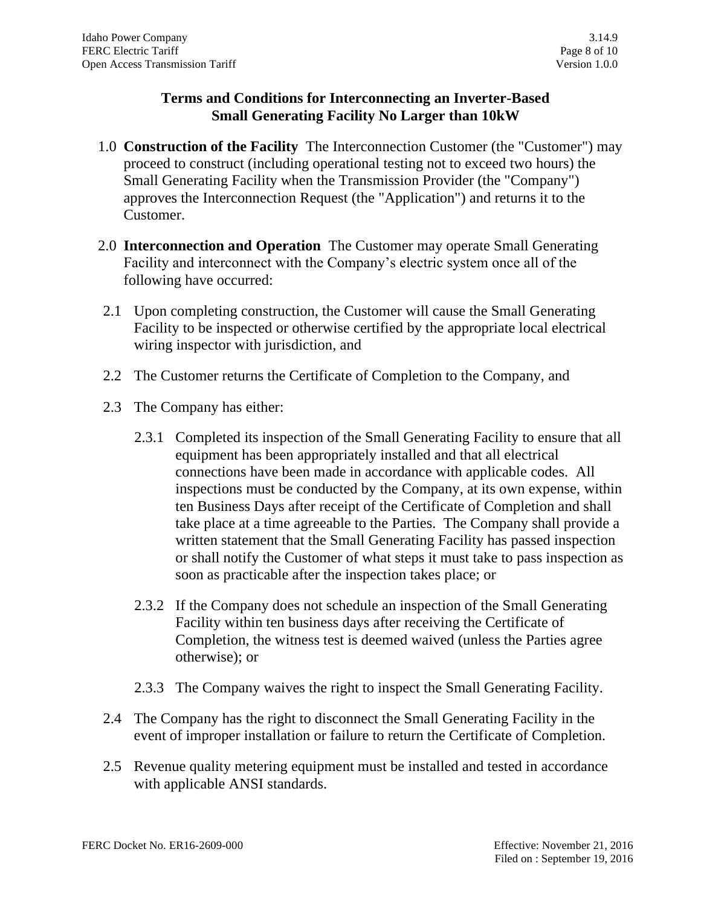## Terms and Conditions for Interconnecting an Inverter-Based Small Generating Facility No Larger than 10kW

1.0 **Construction of the Facility** The Interconnection Customer (the "Customer") may proceed to construct (including operational testing not to exceed two hours) the Small Generating Facility when the Transmission Provider (the "Company") approves the Interconnection Request (the "Application") and returns it to the Customer.

2.0 **Interconnection and Operation** The Customer may operate Small Generating Facility and interconnect with the Company's electric system once all of the following have occurred:

2.1 Upon completing construction, the Customer will cause the Small Generating Facility to be inspected or otherwise certified by the appropriate local electrical wiring inspector with jurisdiction, and

2.2 The Customer returns the Certificate of Completion to the Company, and

2.3 The Company has either:

2.3.1 Completed its inspection of the Small Generating Facility to ensure that all equipment has been appropriately installed and that all electrical connections have been made in accordance with applicable codes. All inspections must be conducted by the Company, at its own expense, within ten Business Days after receipt of the Certificate of Completion and shall take place at a time agreeable to the Parties. The Company shall provide a written statement that the Small Generating Facility has passed inspection or shall notify the Customer of what steps it must take to pass inspection as soon as practicable after the inspection takes place; or

2.3.2 If the Company does not schedule an inspection of the Small Generating Facility within ten business days after receiving the Certificate of Completion, the witness test is deemed waived (unless the Parties agree otherwise); or

2.3.3 The Company waives the right to inspect the Small Generating Facility.

2.4 The Company has the right to disconnect the Small Generating Facility in the event of improper installation or failure to return the Certificate of Completion.

2.5 Revenue quality metering equipment must be installed and tested in accordance with applicable ANSI standards.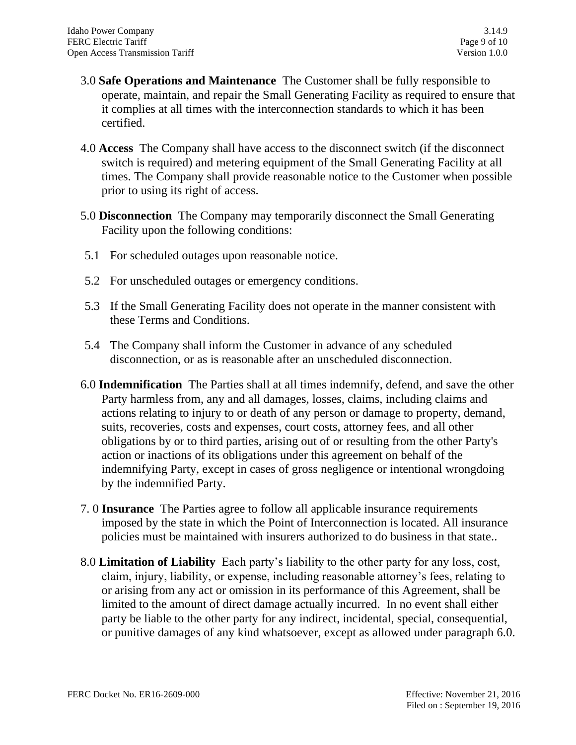3.0 **Safe Operations and Maintenance** The Customer shall be fully responsible to operate, maintain, and repair the Small Generating Facility as required to ensure that it complies at all times with the interconnection standards to which it has been certified.

4.0 **Access** The Company shall have access to the disconnect switch (if the disconnect switch is required) and metering equipment of the Small Generating Facility at all times. The Company shall provide reasonable notice to the Customer when possible prior to using its right of access.

5.0 **Disconnection** The Company may temporarily disconnect the Small Generating Facility upon the following conditions:

5.1 For scheduled outages upon reasonable notice.

5.2 For unscheduled outages or emergency conditions.

5.3 If the Small Generating Facility does not operate in the manner consistent with these Terms and Conditions.

5.4 The Company shall inform the Customer in advance of any scheduled disconnection, or as is reasonable after an unscheduled disconnection.

6.0 **Indemnification** The Parties shall at all times indemnify, defend, and save the other Party harmless from, any and all damages, losses, claims, including claims and actions relating to injury to or death of any person or damage to property, demand, suits, recoveries, costs and expenses, court costs, attorney fees, and all other obligations by or to third parties, arising out of or resulting from the other Party's action or inactions of its obligations under this agreement on behalf of the indemnifying Party, except in cases of gross negligence or intentional wrongdoing by the indemnified Party.

7. 0 **Insurance** The Parties agree to follow all applicable insurance requirements imposed by the state in which the Point of Interconnection is located. All insurance policies must be maintained with insurers authorized to do business in that state..

8.0 **Limitation of Liability** Each party's liability to the other party for any loss, cost, claim, injury, liability, or expense, including reasonable attorney's fees, relating to or arising from any act or omission in its performance of this Agreement, shall be limited to the amount of direct damage actually incurred. In no event shall either party be liable to the other party for any indirect, incidental, special, consequential, or punitive damages of any kind whatsoever, except as allowed under paragraph 6.0.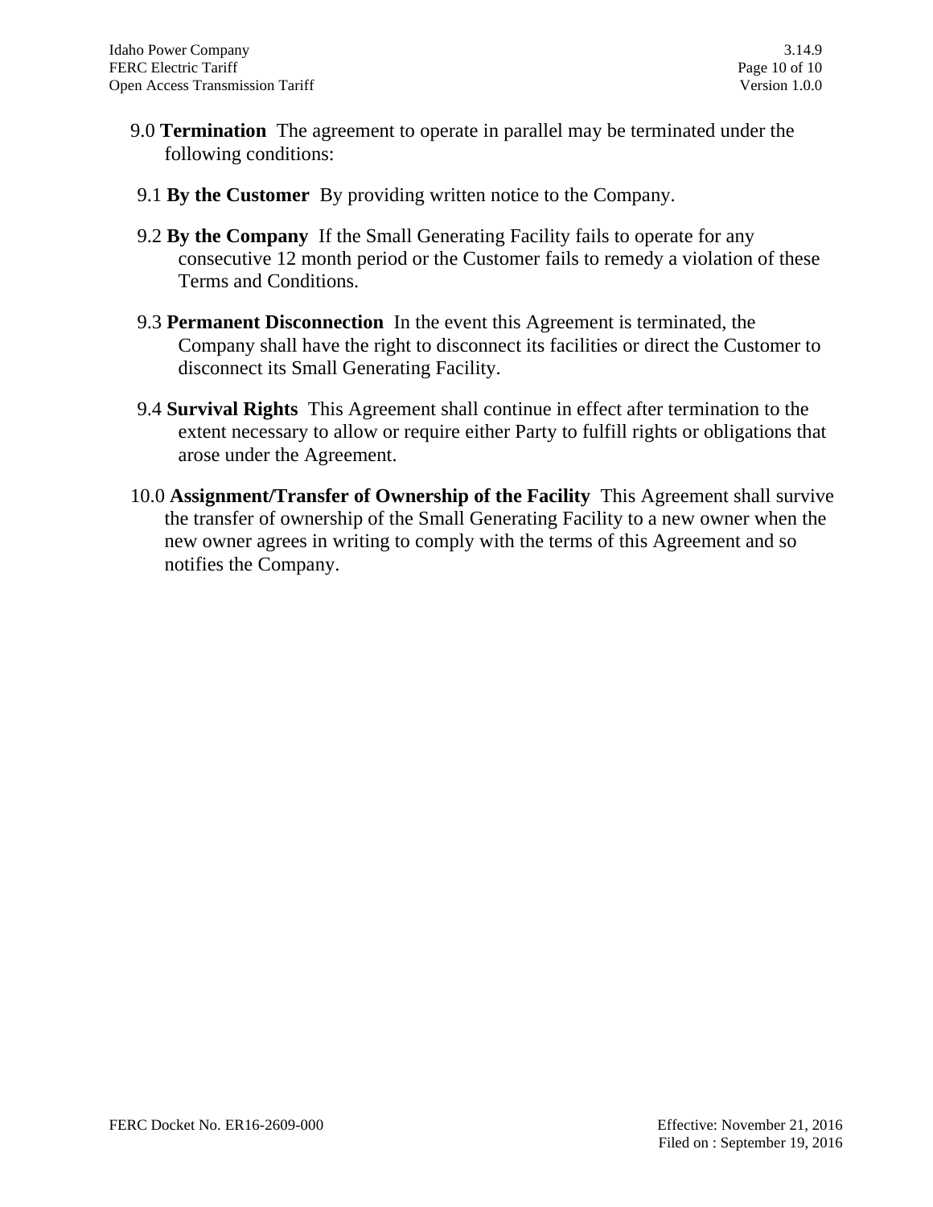9.0 **Termination** The agreement to operate in parallel may be terminated under the following conditions:

9.1 **By the Customer** By providing written notice to the Company.

9.2 **By the Company** If the Small Generating Facility fails to operate for any consecutive 12 month period or the Customer fails to remedy a violation of these Terms and Conditions.

9.3 **Permanent Disconnection** In the event this Agreement is terminated, the Company shall have the right to disconnect its facilities or direct the Customer to disconnect its Small Generating Facility.

9.4 **Survival Rights** This Agreement shall continue in effect after termination to the extent necessary to allow or require either Party to fulfill rights or obligations that arose under the Agreement.

10.0 **Assignment/Transfer of Ownership of the Facility** This Agreement shall survive the transfer of ownership of the Small Generating Facility to a new owner when the new owner agrees in writing to comply with the terms of this Agreement and so notifies the Company.